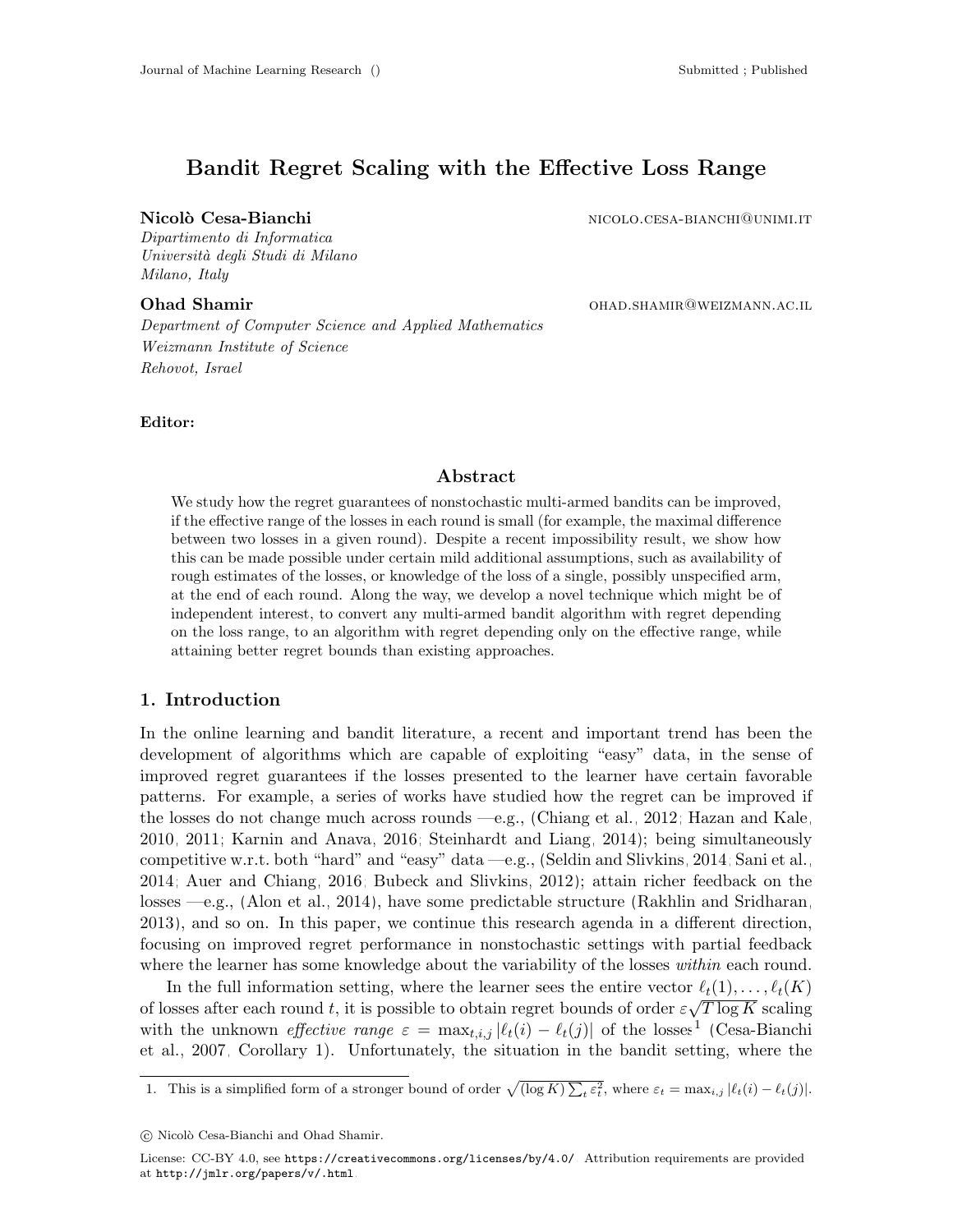# Bandit Regret Scaling with the Effective Loss Range

**Nicolò Cesa-Bianchi** nicolo.cesa-bianchi@unimi.it
*Dipartimento di Informatica*
*Università degli Studi di Milano*
*Milano, Italy*

**Ohad Shamir** ohad.shamir@weizmann.ac.il
*Department of Computer Science and Applied Mathematics*
*Weizmann Institute of Science*
*Rehovot, Israel*

**Editor:**

## Abstract

We study how the regret guarantees of nonstochastic multi-armed bandits can be improved, if the effective range of the losses in each round is small (for example, the maximal difference between two losses in a given round). Despite a recent impossibility result, we show how this can be made possible under certain mild additional assumptions, such as availability of rough estimates of the losses, or knowledge of the loss of a single, possibly unspecified arm, at the end of each round. Along the way, we develop a novel technique which might be of independent interest, to convert any multi-armed bandit algorithm with regret depending on the loss range, to an algorithm with regret depending only on the effective range, while attaining better regret bounds than existing approaches.

## 1. Introduction

In the online learning and bandit literature, a recent and important trend has been the development of algorithms which are capable of exploiting "easy" data, in the sense of improved regret guarantees if the losses presented to the learner have certain favorable patterns. For example, a series of works have studied how the regret can be improved if the losses do not change much across rounds —e.g., (Chiang et al., 2012; Hazan and Kale, 2010, 2011; Karnin and Anava, 2016; Steinhardt and Liang, 2014); being simultaneously competitive w.r.t. both "hard" and "easy" data —e.g., (Seldin and Slivkins, 2014; Sani et al., 2014; Auer and Chiang, 2016; Bubeck and Slivkins, 2012); attain richer feedback on the losses —e.g., (Alon et al., 2014), have some predictable structure (Rakhlin and Sridharan, 2013), and so on. In this paper, we continue this research agenda in a different direction, focusing on improved regret performance in nonstochastic settings with partial feedback where the learner has some knowledge about the variability of the losses *within* each round.

In the full information setting, where the learner sees the entire vector $\ell_t(1), \ldots, \ell_t(K)$ of losses after each round $t$, it is possible to obtain regret bounds of order $\varepsilon\sqrt{T \log K}$ scaling with the unknown *effective range* $\varepsilon = \max_{t,i,j} |\ell_t(i) - \ell_t(j)|$ of the losses[1] (Cesa-Bianchi et al., 2007, Corollary 1). Unfortunately, the situation in the bandit setting, where the

1. This is a simplified form of a stronger bound of order $\sqrt{(\log K) \sum_t \varepsilon_t^2}$, where $\varepsilon_t = \max_{i,j} |\ell_t(i) - \ell_t(j)|$.

© Nicolò Cesa-Bianchi and Ohad Shamir.

License: CC-BY 4.0, see https://creativecommons.org/licenses/by/4.0/. Attribution requirements are provided at http://jmlr.org/papers/v/.html.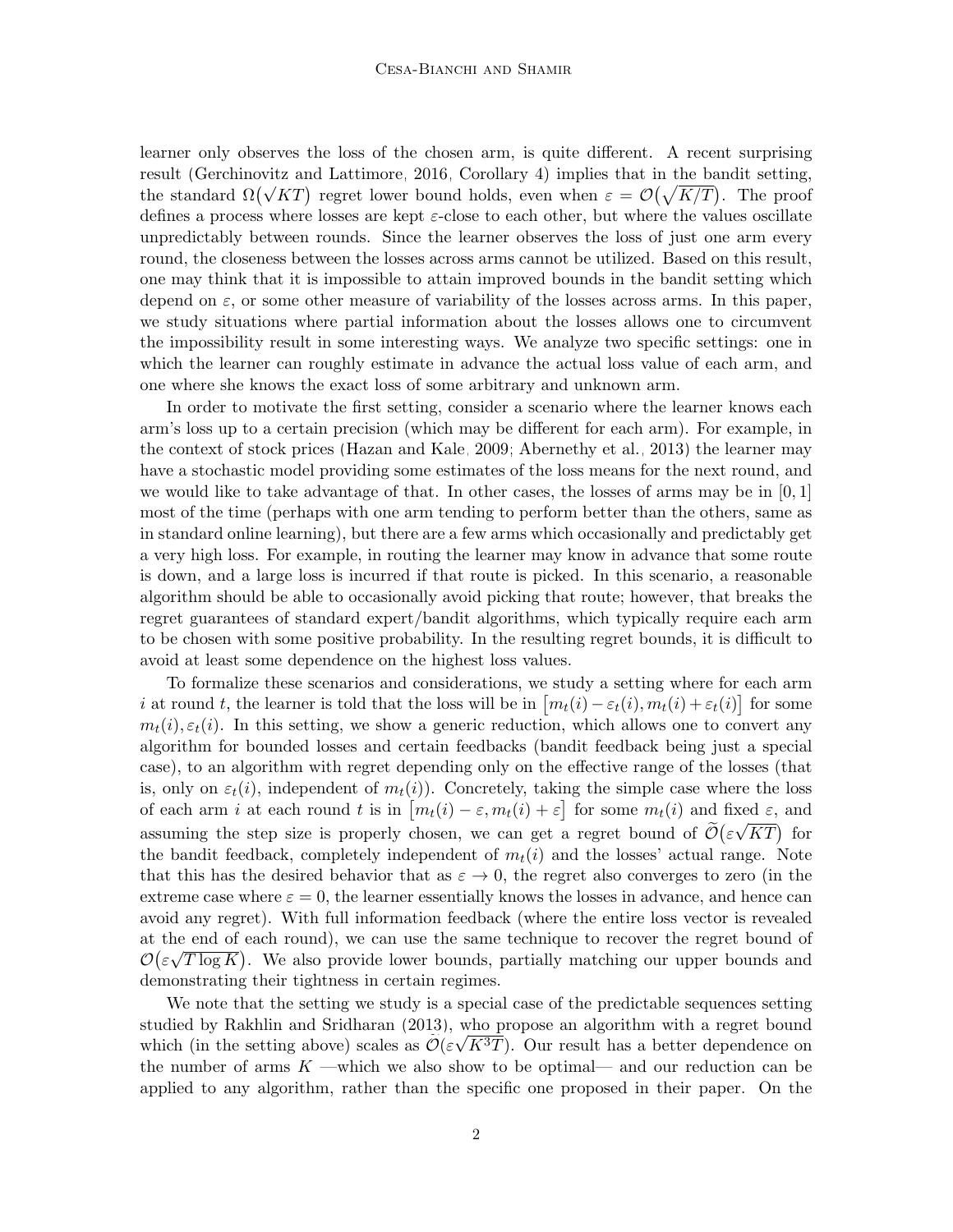learner only observes the loss of the chosen arm, is quite different. A recent surprising result (Gerchinovitz and Lattimore, 2016, Corollary 4) implies that in the bandit setting, the standard $\Omega\big(\sqrt{KT}\big)$ regret lower bound holds, even when $\varepsilon = \mathcal{O}\big(\sqrt{K/T}\big)$. The proof defines a process where losses are kept $\varepsilon$-close to each other, but where the values oscillate unpredictably between rounds. Since the learner observes the loss of just one arm every round, the closeness between the losses across arms cannot be utilized. Based on this result, one may think that it is impossible to attain improved bounds in the bandit setting which depend on $\varepsilon$, or some other measure of variability of the losses across arms. In this paper, we study situations where partial information about the losses allows one to circumvent the impossibility result in some interesting ways. We analyze two specific settings: one in which the learner can roughly estimate in advance the actual loss value of each arm, and one where she knows the exact loss of some arbitrary and unknown arm.

In order to motivate the first setting, consider a scenario where the learner knows each arm's loss up to a certain precision (which may be different for each arm). For example, in the context of stock prices (Hazan and Kale, 2009; Abernethy et al., 2013) the learner may have a stochastic model providing some estimates of the loss means for the next round, and we would like to take advantage of that. In other cases, the losses of arms may be in $[0, 1]$ most of the time (perhaps with one arm tending to perform better than the others, same as in standard online learning), but there are a few arms which occasionally and predictably get a very high loss. For example, in routing the learner may know in advance that some route is down, and a large loss is incurred if that route is picked. In this scenario, a reasonable algorithm should be able to occasionally avoid picking that route; however, that breaks the regret guarantees of standard expert/bandit algorithms, which typically require each arm to be chosen with some positive probability. In the resulting regret bounds, it is difficult to avoid at least some dependence on the highest loss values.

To formalize these scenarios and considerations, we study a setting where for each arm $i$ at round $t$, the learner is told that the loss will be in $\big[m_t(i) - \varepsilon_t(i), m_t(i) + \varepsilon_t(i)\big]$ for some $m_t(i), \varepsilon_t(i)$. In this setting, we show a generic reduction, which allows one to convert any algorithm for bounded losses and certain feedbacks (bandit feedback being just a special case), to an algorithm with regret depending only on the effective range of the losses (that is, only on $\varepsilon_t(i)$, independent of $m_t(i)$). Concretely, taking the simple case where the loss of each arm $i$ at each round $t$ is in $\big[m_t(i) - \varepsilon, m_t(i) + \varepsilon\big]$ for some $m_t(i)$ and fixed $\varepsilon$, and assuming the step size is properly chosen, we can get a regret bound of $\widetilde{\mathcal{O}}\big(\varepsilon\sqrt{KT}\big)$ for the bandit feedback, completely independent of $m_t(i)$ and the losses' actual range. Note that this has the desired behavior that as $\varepsilon \to 0$, the regret also converges to zero (in the extreme case where $\varepsilon = 0$, the learner essentially knows the losses in advance, and hence can avoid any regret). With full information feedback (where the entire loss vector is revealed at the end of each round), we can use the same technique to recover the regret bound of $\mathcal{O}\big(\varepsilon\sqrt{T \log K}\big)$. We also provide lower bounds, partially matching our upper bounds and demonstrating their tightness in certain regimes.

We note that the setting we study is a special case of the predictable sequences setting studied by Rakhlin and Sridharan (2013), who propose an algorithm with a regret bound which (in the setting above) scales as $\widetilde{\mathcal{O}}(\varepsilon\sqrt{K^3 T})$. Our result has a better dependence on the number of arms $K$ —which we also show to be optimal— and our reduction can be applied to any algorithm, rather than the specific one proposed in their paper. On the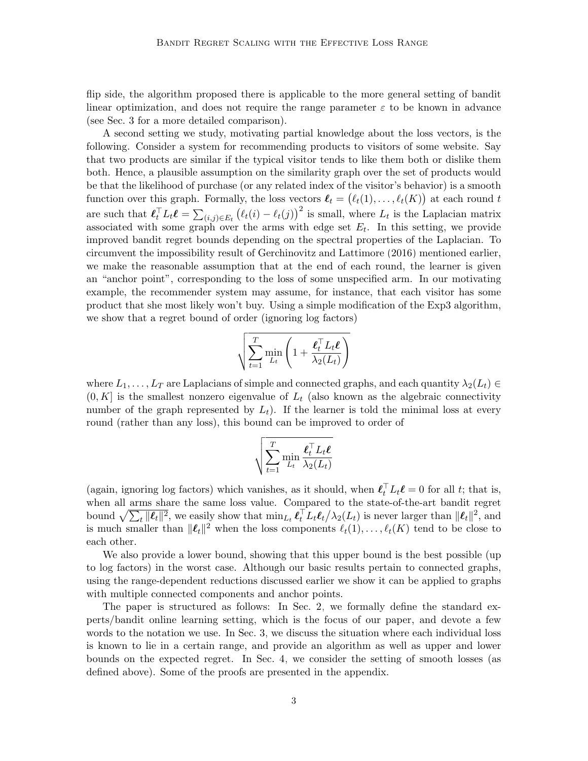flip side, the algorithm proposed there is applicable to the more general setting of bandit linear optimization, and does not require the range parameter $\varepsilon$ to be known in advance (see Sec. 3 for a more detailed comparison).

A second setting we study, motivating partial knowledge about the loss vectors, is the following. Consider a system for recommending products to visitors of some website. Say that two products are similar if the typical visitor tends to like them both or dislike them both. Hence, a plausible assumption on the similarity graph over the set of products would be that the likelihood of purchase (or any related index of the visitor's behavior) is a smooth function over this graph. Formally, the loss vectors $\boldsymbol{\ell}_t = \big(\ell_t(1), \ldots, \ell_t(K)\big)$ at each round $t$ are such that $\boldsymbol{\ell}_t^\top L_t \boldsymbol{\ell} = \sum_{(i,j)\in E_t} \big(\ell_t(i) - \ell_t(j)\big)^2$ is small, where $L_t$ is the Laplacian matrix associated with some graph over the arms with edge set $E_t$. In this setting, we provide improved bandit regret bounds depending on the spectral properties of the Laplacian. To circumvent the impossibility result of Gerchinovitz and Lattimore (2016) mentioned earlier, we make the reasonable assumption that at the end of each round, the learner is given an "anchor point", corresponding to the loss of some unspecified arm. In our motivating example, the recommender system may assume, for instance, that each visitor has some product that she most likely won't buy. Using a simple modification of the Exp3 algorithm, we show that a regret bound of order (ignoring log factors)

$$\sqrt{\sum_{t=1}^{T} \min_{L_t} \left(1 + \frac{\boldsymbol{\ell}_t^\top L_t \boldsymbol{\ell}}{\lambda_2(L_t)}\right)}$$

where $L_1, \ldots, L_T$ are Laplacians of simple and connected graphs, and each quantity $\lambda_2(L_t) \in (0, K]$ is the smallest nonzero eigenvalue of $L_t$ (also known as the algebraic connectivity number of the graph represented by $L_t$). If the learner is told the minimal loss at every round (rather than any loss), this bound can be improved to order of

$$\sqrt{\sum_{t=1}^{T} \min_{L_t} \frac{\boldsymbol{\ell}_t^\top L_t \boldsymbol{\ell}}{\lambda_2(L_t)}}$$

(again, ignoring log factors) which vanishes, as it should, when $\boldsymbol{\ell}_t^\top L_t \boldsymbol{\ell} = 0$ for all $t$; that is, when all arms share the same loss value. Compared to the state-of-the-art bandit regret bound $\sqrt{\sum_t \|\boldsymbol{\ell}_t\|^2}$, we easily show that $\min_{L_t} \boldsymbol{\ell}_t^\top L_t \boldsymbol{\ell}_t / \lambda_2(L_t)$ is never larger than $\|\boldsymbol{\ell}_t\|^2$, and is much smaller than $\|\boldsymbol{\ell}_t\|^2$ when the loss components $\ell_t(1), \ldots, \ell_t(K)$ tend to be close to each other.

We also provide a lower bound, showing that this upper bound is the best possible (up to log factors) in the worst case. Although our basic results pertain to connected graphs, using the range-dependent reductions discussed earlier we show it can be applied to graphs with multiple connected components and anchor points.

The paper is structured as follows: In Sec. 2, we formally define the standard experts/bandit online learning setting, which is the focus of our paper, and devote a few words to the notation we use. In Sec. 3, we discuss the situation where each individual loss is known to lie in a certain range, and provide an algorithm as well as upper and lower bounds on the expected regret. In Sec. 4, we consider the setting of smooth losses (as defined above). Some of the proofs are presented in the appendix.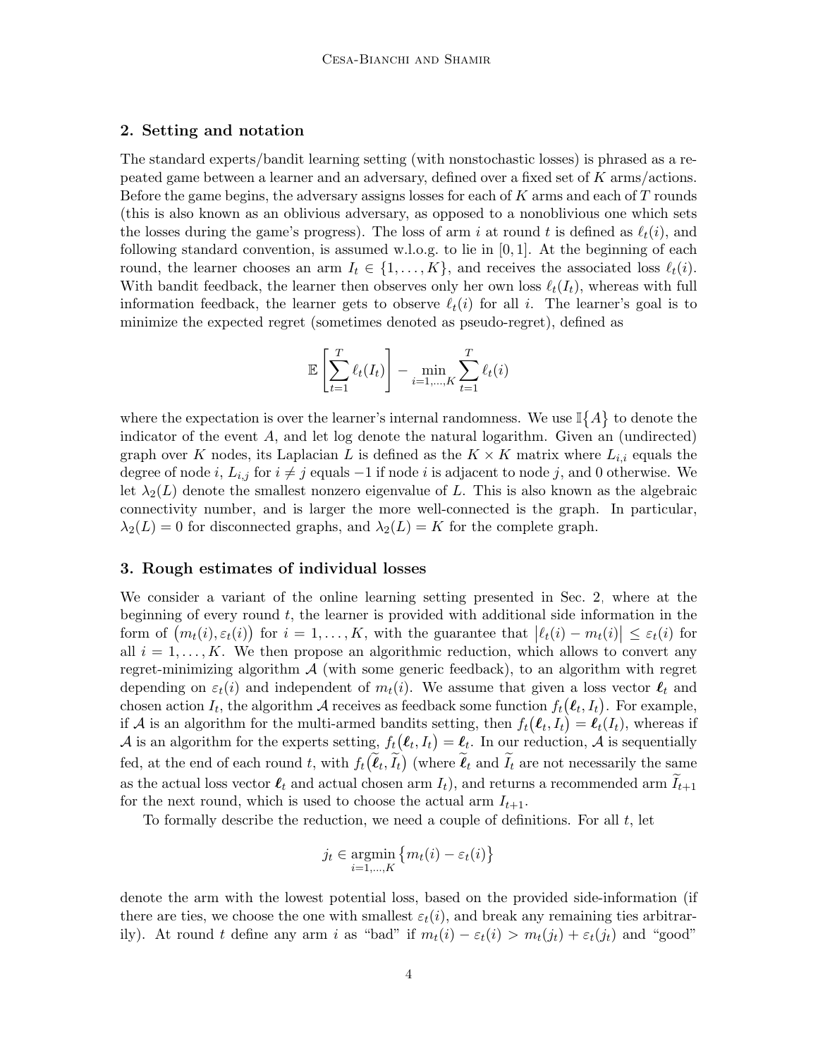## 2. Setting and notation

The standard experts/bandit learning setting (with nonstochastic losses) is phrased as a repeated game between a learner and an adversary, defined over a fixed set of $K$ arms/actions. Before the game begins, the adversary assigns losses for each of $K$ arms and each of $T$ rounds (this is also known as an oblivious adversary, as opposed to a nonoblivious one which sets the losses during the game's progress). The loss of arm $i$ at round $t$ is defined as $\ell_t(i)$, and following standard convention, is assumed w.l.o.g. to lie in $[0,1]$. At the beginning of each round, the learner chooses an arm $I_t \in \{1,\ldots,K\}$, and receives the associated loss $\ell_t(i)$. With bandit feedback, the learner then observes only her own loss $\ell_t(I_t)$, whereas with full information feedback, the learner gets to observe $\ell_t(i)$ for all $i$. The learner's goal is to minimize the expected regret (sometimes denoted as pseudo-regret), defined as

$$\mathbb{E}\left[\sum_{t=1}^{T} \ell_t(I_t)\right] - \min_{i=1,\ldots,K} \sum_{t=1}^{T} \ell_t(i)$$

where the expectation is over the learner's internal randomness. We use $\mathbb{I}\{A\}$ to denote the indicator of the event $A$, and let log denote the natural logarithm. Given an (undirected) graph over $K$ nodes, its Laplacian $L$ is defined as the $K \times K$ matrix where $L_{i,i}$ equals the degree of node $i$, $L_{i,j}$ for $i \neq j$ equals $-1$ if node $i$ is adjacent to node $j$, and 0 otherwise. We let $\lambda_2(L)$ denote the smallest nonzero eigenvalue of $L$. This is also known as the algebraic connectivity number, and is larger the more well-connected is the graph. In particular, $\lambda_2(L) = 0$ for disconnected graphs, and $\lambda_2(L) = K$ for the complete graph.

## 3. Rough estimates of individual losses

We consider a variant of the online learning setting presented in Sec. 2, where at the beginning of every round $t$, the learner is provided with additional side information in the form of $\big(m_t(i), \varepsilon_t(i)\big)$ for $i = 1,\ldots,K$, with the guarantee that $\big|\ell_t(i) - m_t(i)\big| \le \varepsilon_t(i)$ for all $i = 1,\ldots,K$. We then propose an algorithmic reduction, which allows to convert any regret-minimizing algorithm $\mathcal{A}$ (with some generic feedback), to an algorithm with regret depending on $\varepsilon_t(i)$ and independent of $m_t(i)$. We assume that given a loss vector $\boldsymbol{\ell}_t$ and chosen action $I_t$, the algorithm $\mathcal{A}$ receives as feedback some function $f_t\big(\boldsymbol{\ell}_t, I_t\big)$. For example, if $\mathcal{A}$ is an algorithm for the multi-armed bandits setting, then $f_t\big(\boldsymbol{\ell}_t, I_t\big) = \boldsymbol{\ell}_t(I_t)$, whereas if $\mathcal{A}$ is an algorithm for the experts setting, $f_t\big(\boldsymbol{\ell}_t, I_t\big) = \boldsymbol{\ell}_t$. In our reduction, $\mathcal{A}$ is sequentially fed, at the end of each round $t$, with $f_t\big(\widetilde{\boldsymbol{\ell}}_t, \widetilde{I}_t\big)$ (where $\widetilde{\boldsymbol{\ell}}_t$ and $\widetilde{I}_t$ are not necessarily the same as the actual loss vector $\boldsymbol{\ell}_t$ and actual chosen arm $I_t$), and returns a recommended arm $\widetilde{I}_{t+1}$ for the next round, which is used to choose the actual arm $I_{t+1}$.

To formally describe the reduction, we need a couple of definitions. For all $t$, let

$$j_t \in \operatorname*{argmin}_{i=1,\ldots,K} \big\{ m_t(i) - \varepsilon_t(i) \big\}$$

denote the arm with the lowest potential loss, based on the provided side-information (if there are ties, we choose the one with smallest $\varepsilon_t(i)$, and break any remaining ties arbitrarily). At round $t$ define any arm $i$ as "bad" if $m_t(i) - \varepsilon_t(i) > m_t(j_t) + \varepsilon_t(j_t)$ and "good"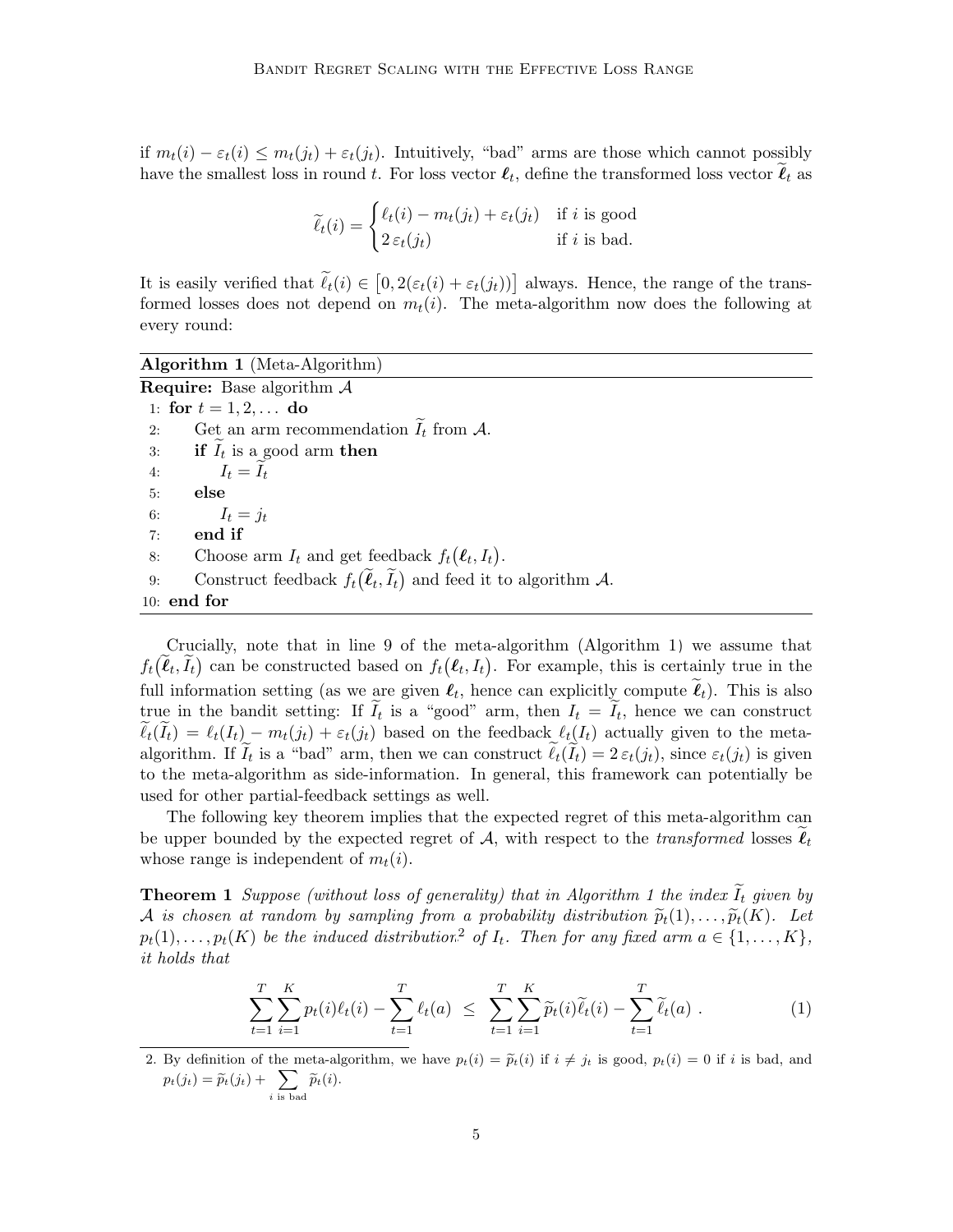if $m_t(i) - \varepsilon_t(i) \leq m_t(j_t) + \varepsilon_t(j_t)$. Intuitively, "bad" arms are those which cannot possibly have the smallest loss in round $t$. For loss vector $\boldsymbol{\ell}_t$, define the transformed loss vector $\widetilde{\boldsymbol{\ell}}_t$ as

$$\widetilde{\ell}_t(i) = \begin{cases} \ell_t(i) - m_t(j_t) + \varepsilon_t(j_t) & \text{if } i \text{ is good} \\ 2\,\varepsilon_t(j_t) & \text{if } i \text{ is bad.} \end{cases}$$

It is easily verified that $\widetilde{\ell}_t(i) \in \big[0, 2(\varepsilon_t(i) + \varepsilon_t(j_t))\big]$ always. Hence, the range of the transformed losses does not depend on $m_t(i)$. The meta-algorithm now does the following at every round:

**Algorithm 1** (Meta-Algorithm)

**Require:** Base algorithm $\mathcal{A}$

```
1:  for t = 1, 2, ... do
2:      Get an arm recommendation Ĩ_t from A.
3:      if Ĩ_t is a good arm then
4:          I_t = Ĩ_t
5:      else
6:          I_t = j_t
7:      end if
8:      Choose arm I_t and get feedback f_t(ℓ_t, I_t).
9:      Construct feedback f_t(ℓ̃_t, Ĩ_t) and feed it to algorithm A.
10: end for
```

Crucially, note that in line 9 of the meta-algorithm (Algorithm 1) we assume that $f_t\big(\widetilde{\boldsymbol{\ell}}_t, \widetilde{I}_t\big)$ can be constructed based on $f_t\big(\boldsymbol{\ell}_t, I_t\big)$. For example, this is certainly true in the full information setting (as we are given $\boldsymbol{\ell}_t$, hence can explicitly compute $\widetilde{\boldsymbol{\ell}}_t$). This is also true in the bandit setting: If $\widetilde{I}_t$ is a "good" arm, then $I_t = \widetilde{I}_t$, hence we can construct $\widetilde{\ell}_t(\widetilde{I}_t) = \ell_t(I_t) - m_t(j_t) + \varepsilon_t(j_t)$ based on the feedback $\ell_t(I_t)$ actually given to the meta-algorithm. If $\widetilde{I}_t$ is a "bad" arm, then we can construct $\widetilde{\ell}_t(\widetilde{I}_t) = 2\,\varepsilon_t(j_t)$, since $\varepsilon_t(j_t)$ is given to the meta-algorithm as side-information. In general, this framework can potentially be used for other partial-feedback settings as well.

The following key theorem implies that the expected regret of this meta-algorithm can be upper bounded by the expected regret of $\mathcal{A}$, with respect to the *transformed* losses $\widetilde{\boldsymbol{\ell}}_t$ whose range is independent of $m_t(i)$.

**Theorem 1** *Suppose (without loss of generality) that in Algorithm 1 the index $\widetilde{I}_t$ given by $\mathcal{A}$ is chosen at random by sampling from a probability distribution $\widetilde{p}_t(1), \ldots, \widetilde{p}_t(K)$. Let $p_t(1), \ldots, p_t(K)$ be the induced distribution*[2] *of $I_t$. Then for any fixed arm $a \in \{1, \ldots, K\}$, it holds that*

$$\sum_{t=1}^{T} \sum_{i=1}^{K} p_t(i)\ell_t(i) - \sum_{t=1}^{T} \ell_t(a) \;\leq\; \sum_{t=1}^{T} \sum_{i=1}^{K} \widetilde{p}_t(i)\widetilde{\ell}_t(i) - \sum_{t=1}^{T} \widetilde{\ell}_t(a)\ . \tag{1}$$

2. By definition of the meta-algorithm, we have $p_t(i) = \widetilde{p}_t(i)$ if $i \neq j_t$ is good, $p_t(i) = 0$ if $i$ is bad, and $p_t(j_t) = \widetilde{p}_t(j_t) + \sum_{i \text{ is bad}} \widetilde{p}_t(i)$.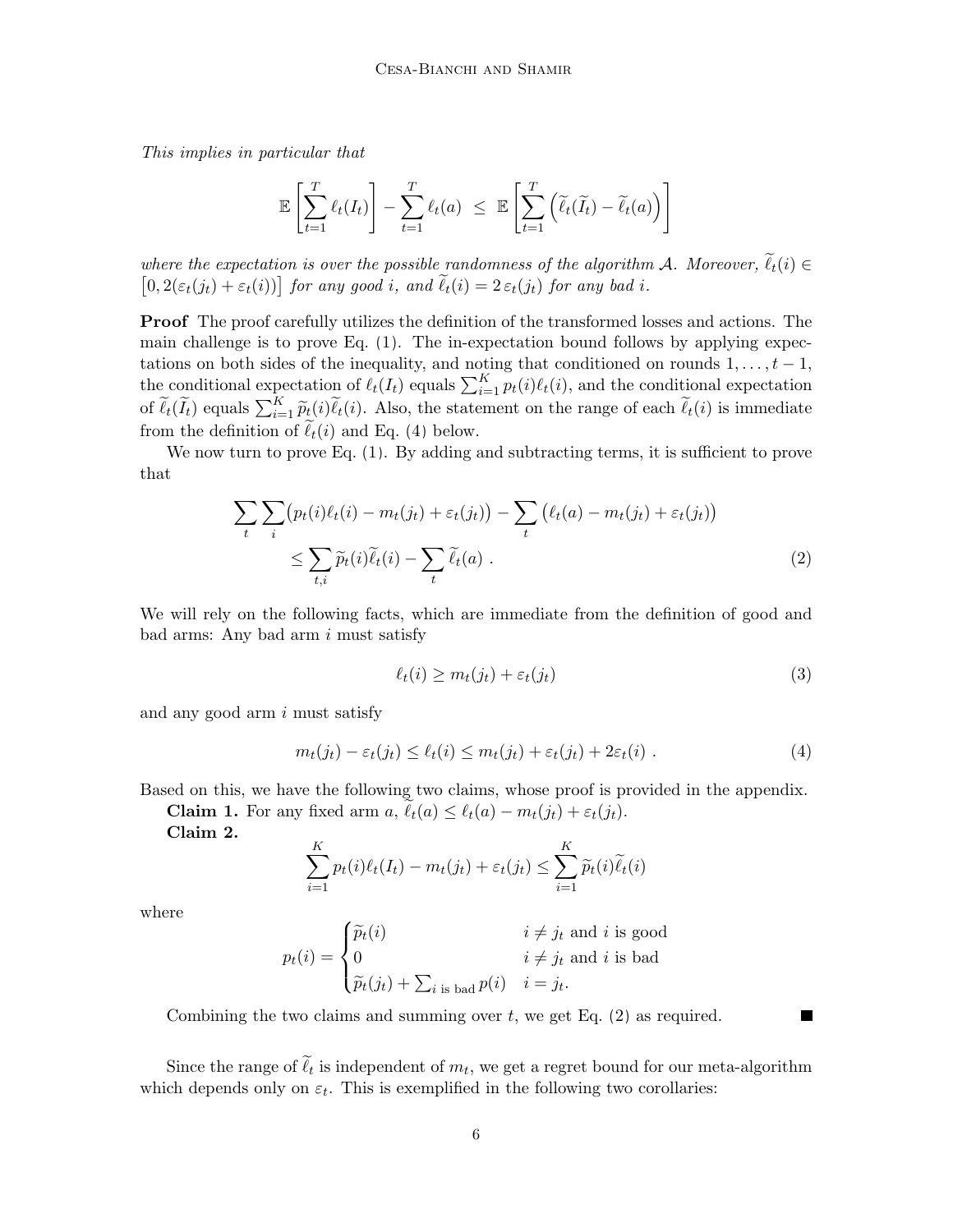*This implies in particular that*

$$\mathbb{E}\left[\sum_{t=1}^{T} \ell_t(I_t)\right] - \sum_{t=1}^{T} \ell_t(a) \;\leq\; \mathbb{E}\left[\sum_{t=1}^{T} \left(\widetilde{\ell}_t(\widetilde{I}_t) - \widetilde{\ell}_t(a)\right)\right]$$

*where the expectation is over the possible randomness of the algorithm $\mathcal{A}$. Moreover, $\widetilde{\ell}_t(i) \in \left[0, 2(\varepsilon_t(j_t) + \varepsilon_t(i))\right]$ for any good $i$, and $\widetilde{\ell}_t(i) = 2\,\varepsilon_t(j_t)$ for any bad $i$.*

**Proof** The proof carefully utilizes the definition of the transformed losses and actions. The main challenge is to prove Eq. (1). The in-expectation bound follows by applying expectations on both sides of the inequality, and noting that conditioned on rounds $1, \ldots, t-1$, the conditional expectation of $\ell_t(I_t)$ equals $\sum_{i=1}^{K} p_t(i)\ell_t(i)$, and the conditional expectation of $\widetilde{\ell}_t(\widetilde{I}_t)$ equals $\sum_{i=1}^{K} \widetilde{p}_t(i)\widetilde{\ell}_t(i)$. Also, the statement on the range of each $\widetilde{\ell}_t(i)$ is immediate from the definition of $\widetilde{\ell}_t(i)$ and Eq. (4) below.

We now turn to prove Eq. (1). By adding and subtracting terms, it is sufficient to prove that

$$\sum_t \sum_i \big(p_t(i)\ell_t(i) - m_t(j_t) + \varepsilon_t(j_t)\big) - \sum_t \big(\ell_t(a) - m_t(j_t) + \varepsilon_t(j_t)\big) \leq \sum_{t,i} \widetilde{p}_t(i)\widetilde{\ell}_t(i) - \sum_t \widetilde{\ell}_t(a) \;. \tag{2}$$

We will rely on the following facts, which are immediate from the definition of good and bad arms: Any bad arm $i$ must satisfy

$$\ell_t(i) \geq m_t(j_t) + \varepsilon_t(j_t) \tag{3}$$

and any good arm $i$ must satisfy

$$m_t(j_t) - \varepsilon_t(j_t) \leq \ell_t(i) \leq m_t(j_t) + \varepsilon_t(j_t) + 2\varepsilon_t(i) \;. \tag{4}$$

Based on this, we have the following two claims, whose proof is provided in the appendix.

**Claim 1.** For any fixed arm $a$, $\widetilde{\ell}_t(a) \leq \ell_t(a) - m_t(j_t) + \varepsilon_t(j_t)$.

**Claim 2.**

$$\sum_{i=1}^{K} p_t(i)\ell_t(I_t) - m_t(j_t) + \varepsilon_t(j_t) \leq \sum_{i=1}^{K} \widetilde{p}_t(i)\widetilde{\ell}_t(i)$$

where

$$p_t(i) = \begin{cases} \widetilde{p}_t(i) & i \neq j_t \text{ and } i \text{ is good} \\ 0 & i \neq j_t \text{ and } i \text{ is bad} \\ \widetilde{p}_t(j_t) + \sum_{i \text{ is bad}} p(i) & i = j_t. \end{cases}$$

Combining the two claims and summing over $t$, we get Eq. (2) as required. ∎

Since the range of $\widetilde{\ell}_t$ is independent of $m_t$, we get a regret bound for our meta-algorithm which depends only on $\varepsilon_t$. This is exemplified in the following two corollaries: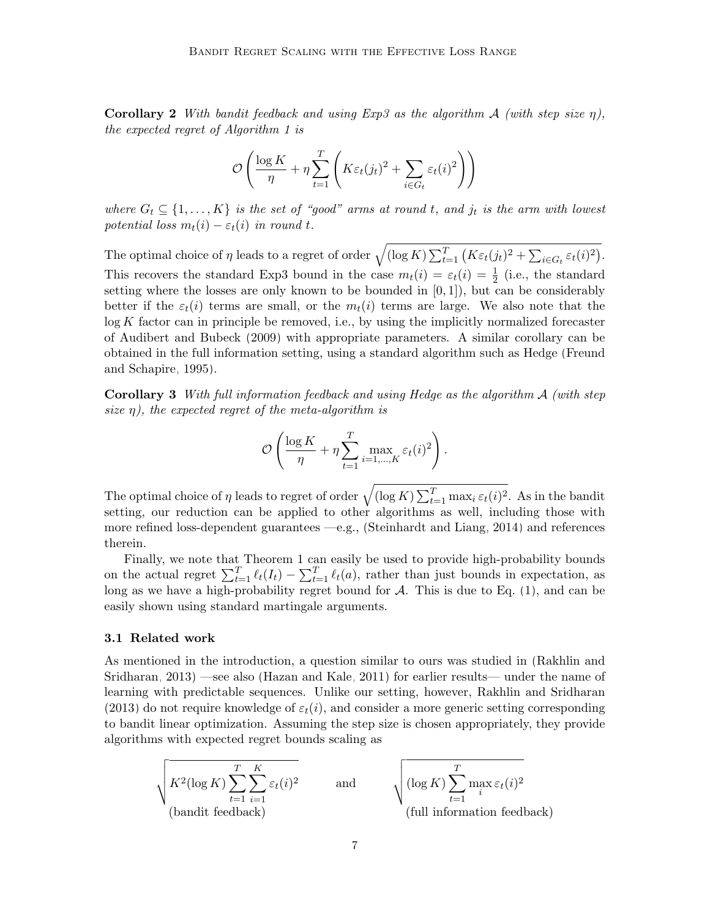**Corollary 2** *With bandit feedback and using Exp3 as the algorithm $\mathcal{A}$ (with step size $\eta$), the expected regret of Algorithm 1 is*

$$\mathcal{O}\left(\frac{\log K}{\eta} + \eta \sum_{t=1}^{T}\left(K\varepsilon_t(j_t)^2 + \sum_{i \in G_t} \varepsilon_t(i)^2\right)\right)$$

*where $G_t \subseteq \{1, \ldots, K\}$ is the set of "good" arms at round $t$, and $j_t$ is the arm with lowest potential loss $m_t(i) - \varepsilon_t(i)$ in round $t$.*

The optimal choice of $\eta$ leads to a regret of order $\sqrt{(\log K) \sum_{t=1}^{T}\left(K\varepsilon_t(j_t)^2 + \sum_{i \in G_t} \varepsilon_t(i)^2\right)}$. This recovers the standard Exp3 bound in the case $m_t(i) = \varepsilon_t(i) = \frac{1}{2}$ (i.e., the standard setting where the losses are only known to be bounded in $[0, 1]$), but can be considerably better if the $\varepsilon_t(i)$ terms are small, or the $m_t(i)$ terms are large. We also note that the $\log K$ factor can in principle be removed, i.e., by using the implicitly normalized forecaster of Audibert and Bubeck (2009) with appropriate parameters. A similar corollary can be obtained in the full information setting, using a standard algorithm such as Hedge (Freund and Schapire, 1995).

**Corollary 3** *With full information feedback and using Hedge as the algorithm $\mathcal{A}$ (with step size $\eta$), the expected regret of the meta-algorithm is*

$$\mathcal{O}\left(\frac{\log K}{\eta} + \eta \sum_{t=1}^{T} \max_{i=1,\ldots,K} \varepsilon_t(i)^2\right).$$

The optimal choice of $\eta$ leads to regret of order $\sqrt{(\log K) \sum_{t=1}^{T} \max_i \varepsilon_t(i)^2}$. As in the bandit setting, our reduction can be applied to other algorithms as well, including those with more refined loss-dependent guarantees —e.g., (Steinhardt and Liang, 2014) and references therein.

Finally, we note that Theorem 1 can easily be used to provide high-probability bounds on the actual regret $\sum_{t=1}^{T} \ell_t(I_t) - \sum_{t=1}^{T} \ell_t(a)$, rather than just bounds in expectation, as long as we have a high-probability regret bound for $\mathcal{A}$. This is due to Eq. (1), and can be easily shown using standard martingale arguments.

### 3.1 Related work

As mentioned in the introduction, a question similar to ours was studied in (Rakhlin and Sridharan, 2013) —see also (Hazan and Kale, 2011) for earlier results— under the name of learning with predictable sequences. Unlike our setting, however, Rakhlin and Sridharan (2013) do not require knowledge of $\varepsilon_t(i)$, and consider a more generic setting corresponding to bandit linear optimization. Assuming the step size is chosen appropriately, they provide algorithms with expected regret bounds scaling as

$$\underset{\text{(bandit feedback)}}{\sqrt{K^2(\log K) \sum_{t=1}^{T} \sum_{i=1}^{K} \varepsilon_t(i)^2}} \qquad \text{and} \qquad \underset{\text{(full information feedback)}}{\sqrt{(\log K) \sum_{t=1}^{T} \max_i \varepsilon_t(i)^2}}$$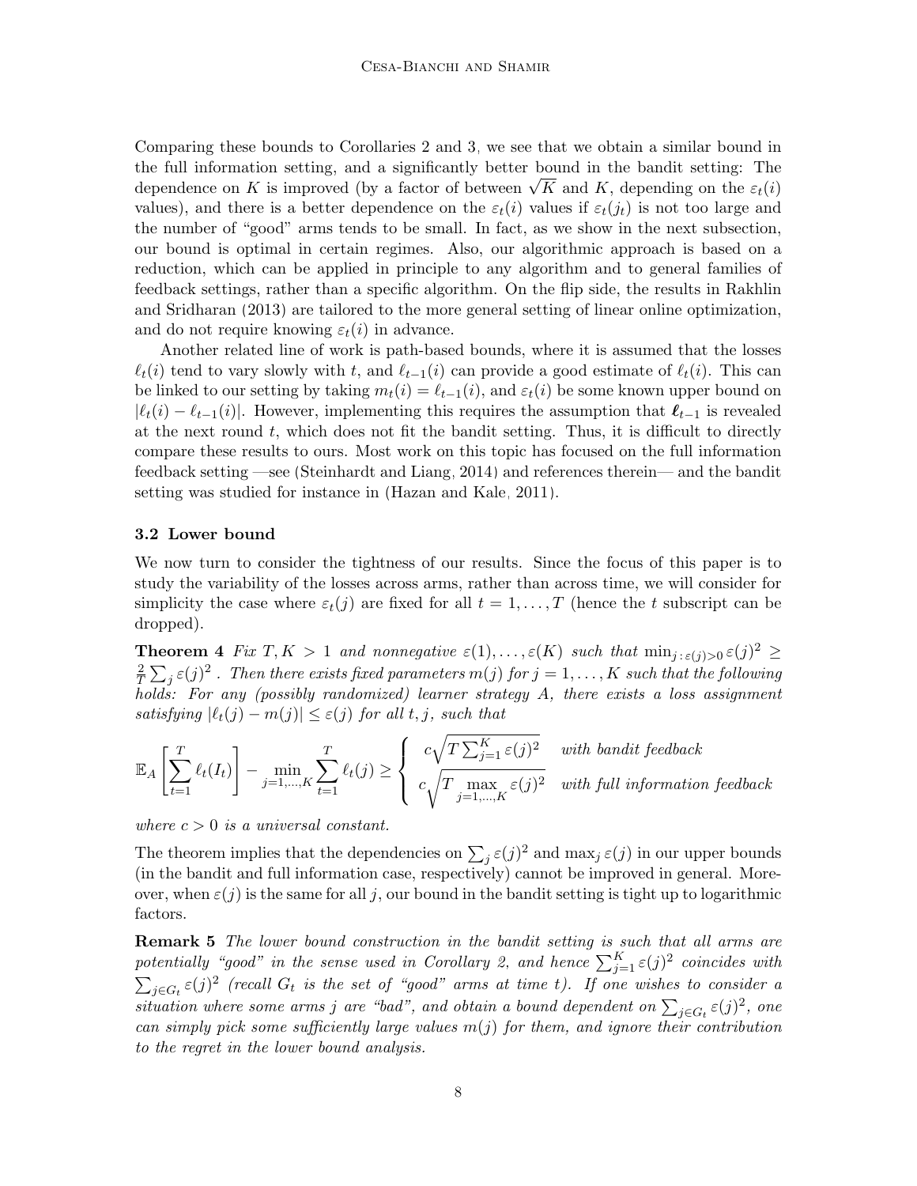Comparing these bounds to Corollaries 2 and 3, we see that we obtain a similar bound in the full information setting, and a significantly better bound in the bandit setting: The dependence on $K$ is improved (by a factor of between $\sqrt{K}$ and $K$, depending on the $\varepsilon_t(i)$ values), and there is a better dependence on the $\varepsilon_t(i)$ values if $\varepsilon_t(j_t)$ is not too large and the number of "good" arms tends to be small. In fact, as we show in the next subsection, our bound is optimal in certain regimes. Also, our algorithmic approach is based on a reduction, which can be applied in principle to any algorithm and to general families of feedback settings, rather than a specific algorithm. On the flip side, the results in Rakhlin and Sridharan (2013) are tailored to the more general setting of linear online optimization, and do not require knowing $\varepsilon_t(i)$ in advance.

Another related line of work is path-based bounds, where it is assumed that the losses $\ell_t(i)$ tend to vary slowly with $t$, and $\ell_{t-1}(i)$ can provide a good estimate of $\ell_t(i)$. This can be linked to our setting by taking $m_t(i) = \ell_{t-1}(i)$, and $\varepsilon_t(i)$ be some known upper bound on $|\ell_t(i) - \ell_{t-1}(i)|$. However, implementing this requires the assumption that $\boldsymbol{\ell}_{t-1}$ is revealed at the next round $t$, which does not fit the bandit setting. Thus, it is difficult to directly compare these results to ours. Most work on this topic has focused on the full information feedback setting —see (Steinhardt and Liang, 2014) and references therein— and the bandit setting was studied for instance in (Hazan and Kale, 2011).

### 3.2 Lower bound

We now turn to consider the tightness of our results. Since the focus of this paper is to study the variability of the losses across arms, rather than across time, we will consider for simplicity the case where $\varepsilon_t(j)$ are fixed for all $t = 1, \ldots, T$ (hence the $t$ subscript can be dropped).

**Theorem 4** *Fix $T, K > 1$ and nonnegative $\varepsilon(1), \ldots, \varepsilon(K)$ such that $\min_{j\,:\,\varepsilon(j)>0} \varepsilon(j)^2 \geq \frac{2}{T}\sum_j \varepsilon(j)^2$ . Then there exists fixed parameters $m(j)$ for $j = 1, \ldots, K$ such that the following holds: For any (possibly randomized) learner strategy $A$, there exists a loss assignment satisfying $|\ell_t(j) - m(j)| \leq \varepsilon(j)$ for all $t, j$, such that*

$$
\mathbb{E}_A\left[\sum_{t=1}^{T} \ell_t(I_t)\right] - \min_{j=1,\ldots,K} \sum_{t=1}^{T} \ell_t(j) \geq \begin{cases} c\sqrt{T\sum_{j=1}^{K}\varepsilon(j)^2} & \text{with bandit feedback} \\ c\sqrt{T \max\limits_{j=1,\ldots,K} \varepsilon(j)^2} & \text{with full information feedback} \end{cases}
$$

*where $c > 0$ is a universal constant.*

The theorem implies that the dependencies on $\sum_j \varepsilon(j)^2$ and $\max_j \varepsilon(j)$ in our upper bounds (in the bandit and full information case, respectively) cannot be improved in general. Moreover, when $\varepsilon(j)$ is the same for all $j$, our bound in the bandit setting is tight up to logarithmic factors.

**Remark 5** *The lower bound construction in the bandit setting is such that all arms are potentially "good" in the sense used in Corollary 2, and hence $\sum_{j=1}^{K} \varepsilon(j)^2$ coincides with $\sum_{j\in G_t} \varepsilon(j)^2$ (recall $G_t$ is the set of "good" arms at time $t$). If one wishes to consider a situation where some arms $j$ are "bad", and obtain a bound dependent on $\sum_{j\in G_t} \varepsilon(j)^2$, one can simply pick some sufficiently large values $m(j)$ for them, and ignore their contribution to the regret in the lower bound analysis.*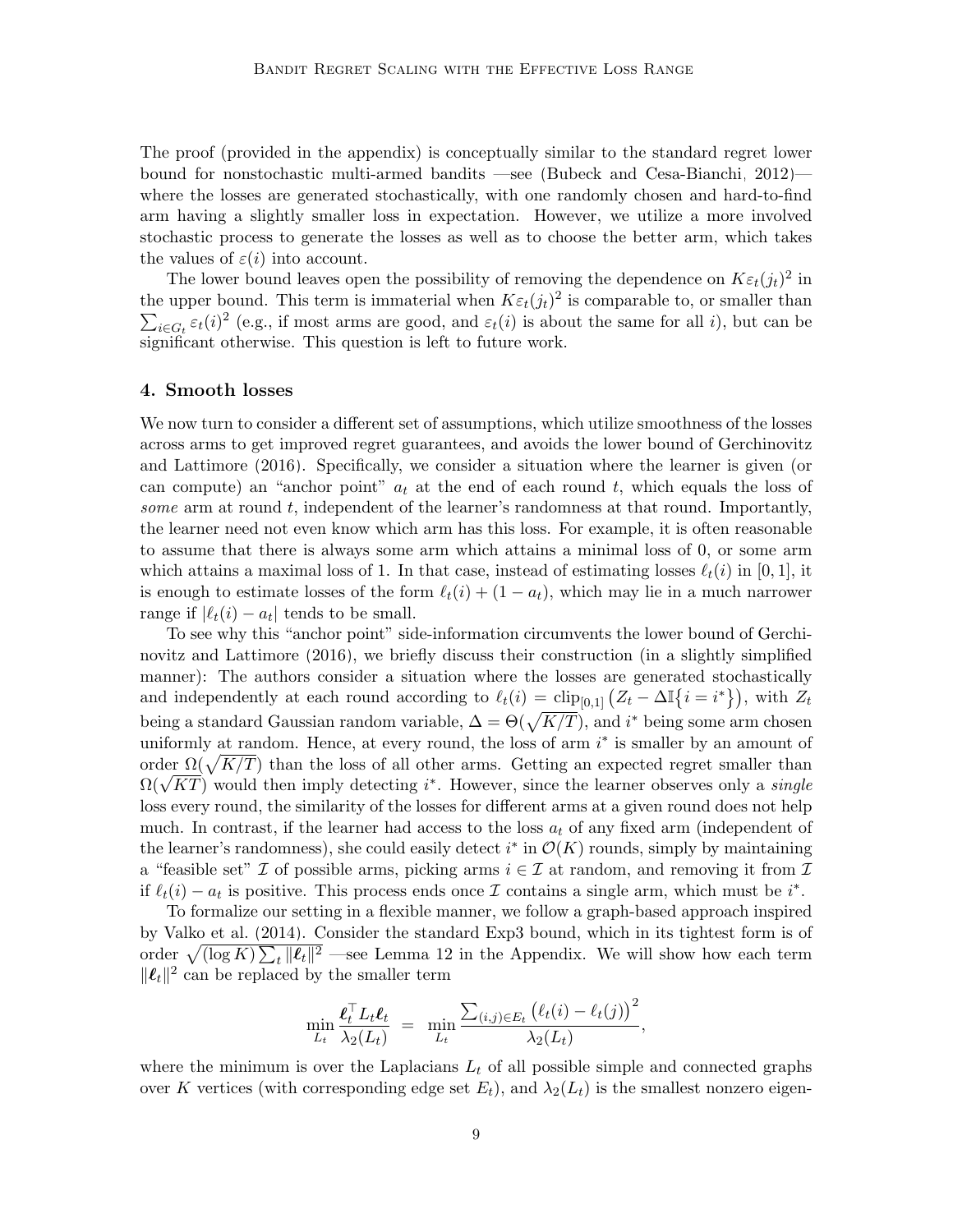The proof (provided in the appendix) is conceptually similar to the standard regret lower bound for nonstochastic multi-armed bandits —see (Bubeck and Cesa-Bianchi, 2012)— where the losses are generated stochastically, with one randomly chosen and hard-to-find arm having a slightly smaller loss in expectation. However, we utilize a more involved stochastic process to generate the losses as well as to choose the better arm, which takes the values of $\varepsilon(i)$ into account.

The lower bound leaves open the possibility of removing the dependence on $K\varepsilon_t(j_t)^2$ in the upper bound. This term is immaterial when $K\varepsilon_t(j_t)^2$ is comparable to, or smaller than $\sum_{i\in G_t} \varepsilon_t(i)^2$ (e.g., if most arms are good, and $\varepsilon_t(i)$ is about the same for all $i$), but can be significant otherwise. This question is left to future work.

## 4. Smooth losses

We now turn to consider a different set of assumptions, which utilize smoothness of the losses across arms to get improved regret guarantees, and avoids the lower bound of Gerchinovitz and Lattimore (2016). Specifically, we consider a situation where the learner is given (or can compute) an "anchor point" $a_t$ at the end of each round $t$, which equals the loss of *some* arm at round $t$, independent of the learner's randomness at that round. Importantly, the learner need not even know which arm has this loss. For example, it is often reasonable to assume that there is always some arm which attains a minimal loss of 0, or some arm which attains a maximal loss of 1. In that case, instead of estimating losses $\ell_t(i)$ in $[0, 1]$, it is enough to estimate losses of the form $\ell_t(i) + (1 - a_t)$, which may lie in a much narrower range if $|\ell_t(i) - a_t|$ tends to be small.

To see why this "anchor point" side-information circumvents the lower bound of Gerchinovitz and Lattimore (2016), we briefly discuss their construction (in a slightly simplified manner): The authors consider a situation where the losses are generated stochastically and independently at each round according to $\ell_t(i) = \text{clip}_{[0,1]}\left(Z_t - \Delta\mathbb{I}\{i = i^*\}\right)$, with $Z_t$ being a standard Gaussian random variable, $\Delta = \Theta(\sqrt{K/T})$, and $i^*$ being some arm chosen uniformly at random. Hence, at every round, the loss of arm $i^*$ is smaller by an amount of order $\Omega(\sqrt{K/T})$ than the loss of all other arms. Getting an expected regret smaller than $\Omega(\sqrt{KT})$ would then imply detecting $i^*$. However, since the learner observes only a *single* loss every round, the similarity of the losses for different arms at a given round does not help much. In contrast, if the learner had access to the loss $a_t$ of any fixed arm (independent of the learner's randomness), she could easily detect $i^*$ in $\mathcal{O}(K)$ rounds, simply by maintaining a "feasible set" $\mathcal{I}$ of possible arms, picking arms $i \in \mathcal{I}$ at random, and removing it from $\mathcal{I}$ if $\ell_t(i) - a_t$ is positive. This process ends once $\mathcal{I}$ contains a single arm, which must be $i^*$.

To formalize our setting in a flexible manner, we follow a graph-based approach inspired by Valko et al. (2014). Consider the standard Exp3 bound, which in its tightest form is of order $\sqrt{(\log K)\sum_t \|\boldsymbol{\ell}_t\|^2}$ —see Lemma 12 in the Appendix. We will show how each term $\|\boldsymbol{\ell}_t\|^2$ can be replaced by the smaller term

$$\min_{L_t} \frac{\boldsymbol{\ell}_t^\top L_t \boldsymbol{\ell}_t}{\lambda_2(L_t)} \;=\; \min_{L_t} \frac{\sum_{(i,j)\in E_t} \left(\ell_t(i) - \ell_t(j)\right)^2}{\lambda_2(L_t)},$$

where the minimum is over the Laplacians $L_t$ of all possible simple and connected graphs over $K$ vertices (with corresponding edge set $E_t$), and $\lambda_2(L_t)$ is the smallest nonzero eigen-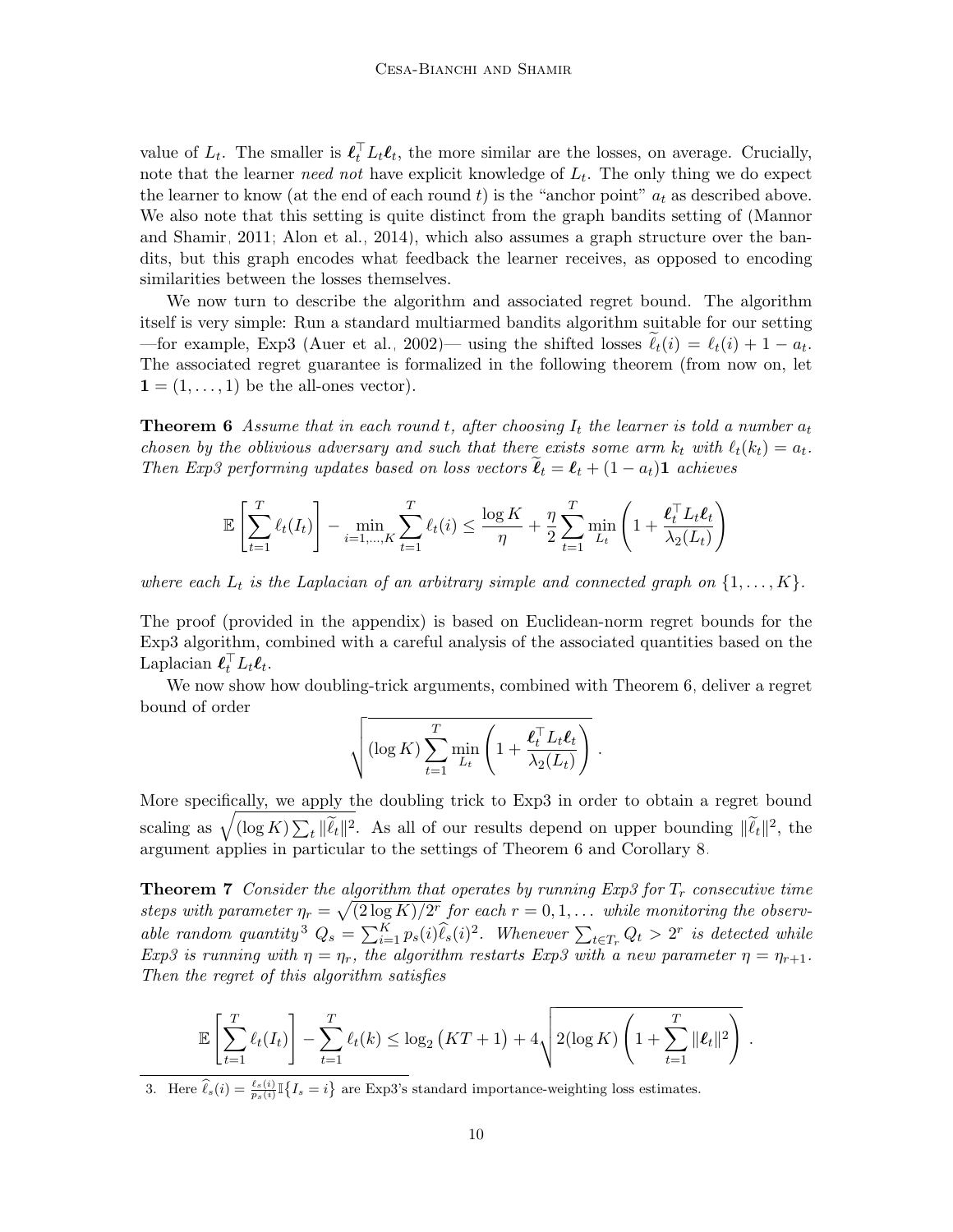value of $L_t$. The smaller is $\boldsymbol{\ell}_t^\top L_t \boldsymbol{\ell}_t$, the more similar are the losses, on average. Crucially, note that the learner *need not* have explicit knowledge of $L_t$. The only thing we do expect the learner to know (at the end of each round $t$) is the "anchor point" $a_t$ as described above. We also note that this setting is quite distinct from the graph bandits setting of (Mannor and Shamir, 2011; Alon et al., 2014), which also assumes a graph structure over the bandits, but this graph encodes what feedback the learner receives, as opposed to encoding similarities between the losses themselves.

We now turn to describe the algorithm and associated regret bound. The algorithm itself is very simple: Run a standard multiarmed bandits algorithm suitable for our setting —for example, Exp3 (Auer et al., 2002)— using the shifted losses $\widetilde{\ell}_t(i) = \ell_t(i) + 1 - a_t$. The associated regret guarantee is formalized in the following theorem (from now on, let $\mathbf{1} = (1, \dots, 1)$ be the all-ones vector).

**Theorem 6** *Assume that in each round $t$, after choosing $I_t$ the learner is told a number $a_t$ chosen by the oblivious adversary and such that there exists some arm $k_t$ with $\ell_t(k_t) = a_t$. Then Exp3 performing updates based on loss vectors $\widetilde{\boldsymbol{\ell}}_t = \boldsymbol{\ell}_t + (1 - a_t)\mathbf{1}$ achieves*

$$
\mathbb{E}\left[\sum_{t=1}^{T} \ell_t(I_t)\right] - \min_{i=1,\dots,K} \sum_{t=1}^{T} \ell_t(i) \le \frac{\log K}{\eta} + \frac{\eta}{2} \sum_{t=1}^{T} \min_{L_t} \left(1 + \frac{\boldsymbol{\ell}_t^\top L_t \boldsymbol{\ell}_t}{\lambda_2(L_t)}\right)
$$

*where each $L_t$ is the Laplacian of an arbitrary simple and connected graph on $\{1, \dots, K\}$.*

The proof (provided in the appendix) is based on Euclidean-norm regret bounds for the Exp3 algorithm, combined with a careful analysis of the associated quantities based on the Laplacian $\boldsymbol{\ell}_t^\top L_t \boldsymbol{\ell}_t$.

We now show how doubling-trick arguments, combined with Theorem 6, deliver a regret bound of order

$$
\sqrt{(\log K) \sum_{t=1}^{T} \min_{L_t} \left(1 + \frac{\boldsymbol{\ell}_t^\top L_t \boldsymbol{\ell}_t}{\lambda_2(L_t)}\right)} \; .
$$

More specifically, we apply the doubling trick to Exp3 in order to obtain a regret bound scaling as $\sqrt{(\log K) \sum_t \|\widetilde{\ell}_t\|^2}$. As all of our results depend on upper bounding $\|\widetilde{\ell}_t\|^2$, the argument applies in particular to the settings of Theorem 6 and Corollary 8.

**Theorem 7** *Consider the algorithm that operates by running Exp3 for $T_r$ consecutive time steps with parameter $\eta_r = \sqrt{(2 \log K)/2^r}$ for each $r = 0, 1, \dots$ while monitoring the observable random quantity*[3] *$Q_s = \sum_{i=1}^{K} p_s(i) \widehat{\ell}_s(i)^2$. Whenever $\sum_{t \in T_r} Q_t > 2^r$ is detected while Exp3 is running with $\eta = \eta_r$, the algorithm restarts Exp3 with a new parameter $\eta = \eta_{r+1}$. Then the regret of this algorithm satisfies*

$$
\mathbb{E}\left[\sum_{t=1}^{T} \ell_t(I_t)\right] - \sum_{t=1}^{T} \ell_t(k) \le \log_2\big(KT + 1\big) + 4\sqrt{2(\log K)\left(1 + \sum_{t=1}^{T} \|\boldsymbol{\ell}_t\|^2\right)} \; .
$$

3. Here $\widehat{\ell}_s(i) = \frac{\ell_s(i)}{p_s(i)} \mathbb{I}\{I_s = i\}$ are Exp3's standard importance-weighting loss estimates.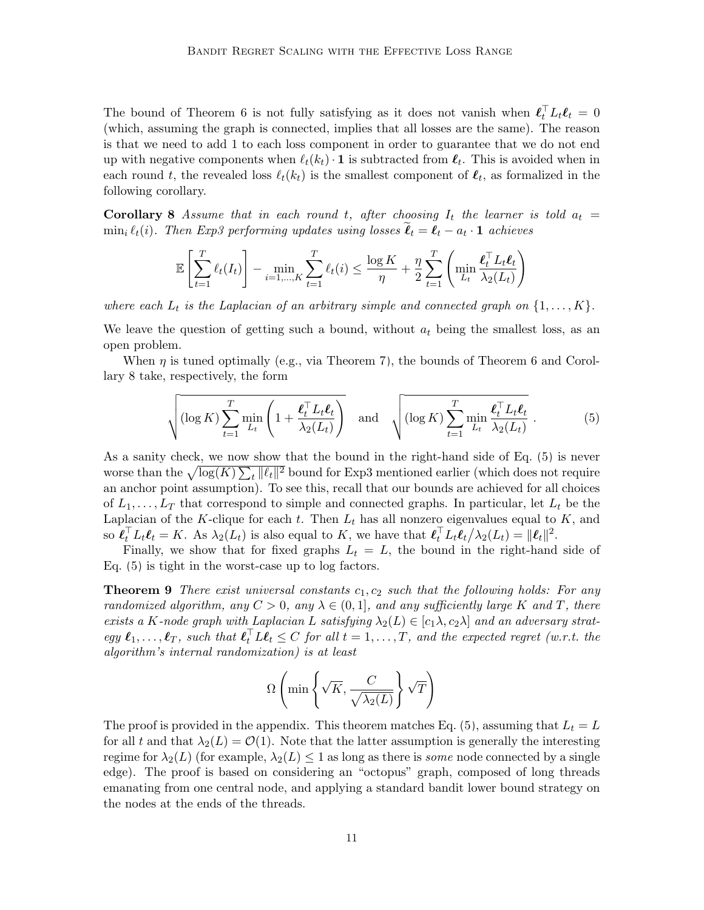The bound of Theorem 6 is not fully satisfying as it does not vanish when $\boldsymbol{\ell}_t^\top L_t \boldsymbol{\ell}_t = 0$ (which, assuming the graph is connected, implies that all losses are the same). The reason is that we need to add 1 to each loss component in order to guarantee that we do not end up with negative components when $\ell_t(k_t) \cdot \mathbf{1}$ is subtracted from $\boldsymbol{\ell}_t$. This is avoided when in each round $t$, the revealed loss $\ell_t(k_t)$ is the smallest component of $\boldsymbol{\ell}_t$, as formalized in the following corollary.

**Corollary 8** *Assume that in each round $t$, after choosing $I_t$ the learner is told $a_t = \min_i \ell_t(i)$. Then Exp3 performing updates using losses $\widetilde{\boldsymbol{\ell}}_t = \boldsymbol{\ell}_t - a_t \cdot \mathbf{1}$ achieves*

$$\mathbb{E}\left[\sum_{t=1}^T \ell_t(I_t)\right] - \min_{i=1,\ldots,K} \sum_{t=1}^T \ell_t(i) \le \frac{\log K}{\eta} + \frac{\eta}{2} \sum_{t=1}^T \left( \min_{L_t} \frac{\boldsymbol{\ell}_t^\top L_t \boldsymbol{\ell}_t}{\lambda_2(L_t)} \right)$$

*where each $L_t$ is the Laplacian of an arbitrary simple and connected graph on $\{1, \ldots, K\}$.*

We leave the question of getting such a bound, without $a_t$ being the smallest loss, as an open problem.

When $\eta$ is tuned optimally (e.g., via Theorem 7), the bounds of Theorem 6 and Corollary 8 take, respectively, the form

$$\sqrt{(\log K) \sum_{t=1}^T \min_{L_t} \left(1 + \frac{\boldsymbol{\ell}_t^\top L_t \boldsymbol{\ell}_t}{\lambda_2(L_t)}\right)} \quad \text{and} \quad \sqrt{(\log K) \sum_{t=1}^T \min_{L_t} \frac{\boldsymbol{\ell}_t^\top L_t \boldsymbol{\ell}_t}{\lambda_2(L_t)}} \,. \tag{5}$$

As a sanity check, we now show that the bound in the right-hand side of Eq. (5) is never worse than the $\sqrt{\log(K) \sum_t \|\boldsymbol{\ell}_t\|^2}$ bound for Exp3 mentioned earlier (which does not require an anchor point assumption). To see this, recall that our bounds are achieved for all choices of $L_1, \ldots, L_T$ that correspond to simple and connected graphs. In particular, let $L_t$ be the Laplacian of the $K$-clique for each $t$. Then $L_t$ has all nonzero eigenvalues equal to $K$, and so $\boldsymbol{\ell}_t^\top L_t \boldsymbol{\ell}_t = K$. As $\lambda_2(L_t)$ is also equal to $K$, we have that $\boldsymbol{\ell}_t^\top L_t \boldsymbol{\ell}_t / \lambda_2(L_t) = \|\boldsymbol{\ell}_t\|^2$.

Finally, we show that for fixed graphs $L_t = L$, the bound in the right-hand side of Eq. (5) is tight in the worst-case up to log factors.

**Theorem 9** *There exist universal constants $c_1, c_2$ such that the following holds: For any randomized algorithm, any $C > 0$, any $\lambda \in (0, 1]$, and any sufficiently large $K$ and $T$, there exists a $K$-node graph with Laplacian $L$ satisfying $\lambda_2(L) \in [c_1\lambda, c_2\lambda]$ and an adversary strategy $\boldsymbol{\ell}_1, \ldots, \boldsymbol{\ell}_T$, such that $\boldsymbol{\ell}_t^\top L \boldsymbol{\ell}_t \le C$ for all $t = 1, \ldots, T$, and the expected regret (w.r.t. the algorithm's internal randomization) is at least*

$$\Omega\left(\min\left\{\sqrt{K}, \frac{C}{\sqrt{\lambda_2(L)}}\right\} \sqrt{T}\right)$$

The proof is provided in the appendix. This theorem matches Eq. (5), assuming that $L_t = L$ for all $t$ and that $\lambda_2(L) = \mathcal{O}(1)$. Note that the latter assumption is generally the interesting regime for $\lambda_2(L)$ (for example, $\lambda_2(L) \le 1$ as long as there is *some* node connected by a single edge). The proof is based on considering an "octopus" graph, composed of long threads emanating from one central node, and applying a standard bandit lower bound strategy on the nodes at the ends of the threads.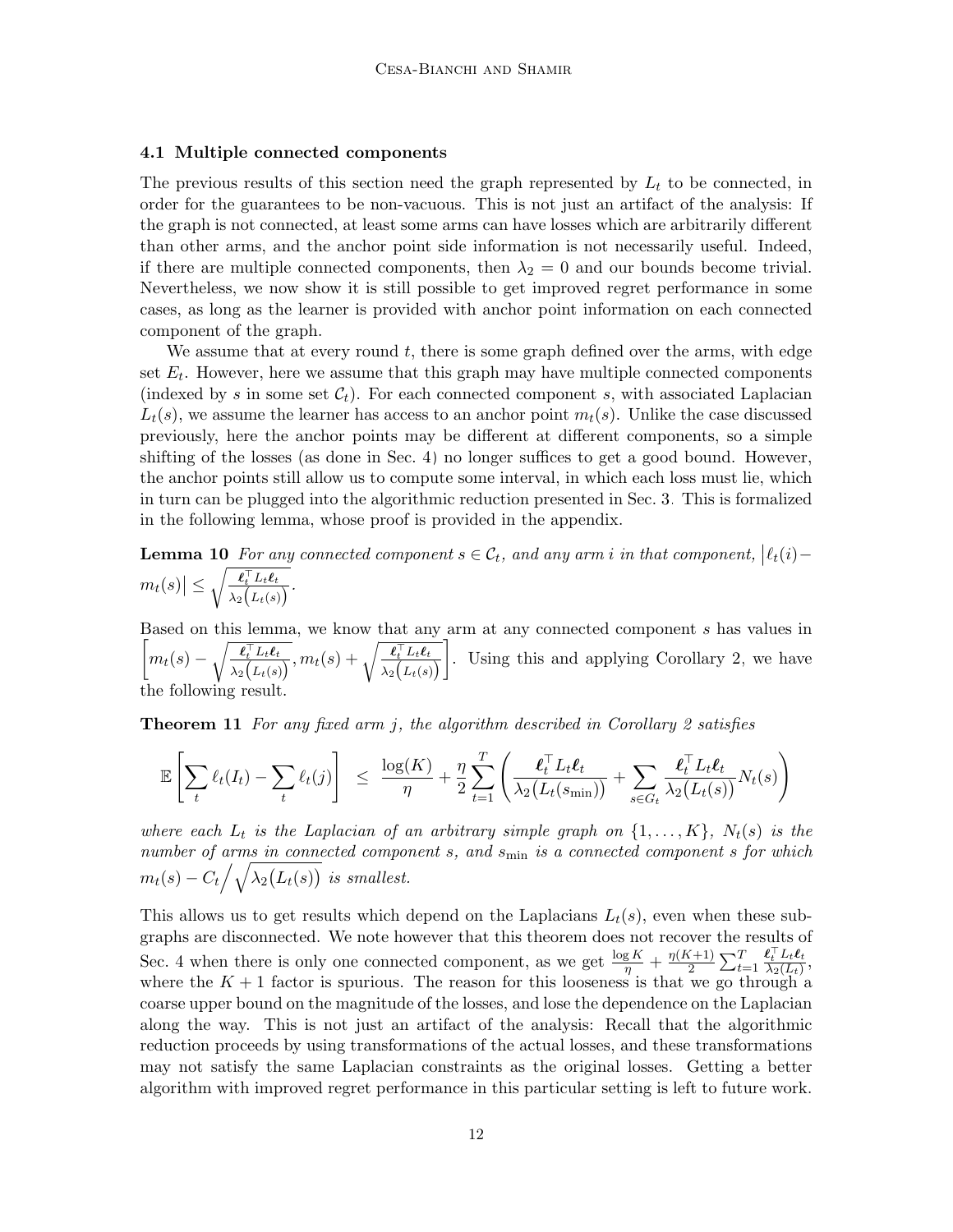### 4.1 Multiple connected components

The previous results of this section need the graph represented by $L_t$ to be connected, in order for the guarantees to be non-vacuous. This is not just an artifact of the analysis: If the graph is not connected, at least some arms can have losses which are arbitrarily different than other arms, and the anchor point side information is not necessarily useful. Indeed, if there are multiple connected components, then $\lambda_2 = 0$ and our bounds become trivial. Nevertheless, we now show it is still possible to get improved regret performance in some cases, as long as the learner is provided with anchor point information on each connected component of the graph.

We assume that at every round $t$, there is some graph defined over the arms, with edge set $E_t$. However, here we assume that this graph may have multiple connected components (indexed by $s$ in some set $\mathcal{C}_t$). For each connected component $s$, with associated Laplacian $L_t(s)$, we assume the learner has access to an anchor point $m_t(s)$. Unlike the case discussed previously, here the anchor points may be different at different components, so a simple shifting of the losses (as done in Sec. 4) no longer suffices to get a good bound. However, the anchor points still allow us to compute some interval, in which each loss must lie, which in turn can be plugged into the algorithmic reduction presented in Sec. 3. This is formalized in the following lemma, whose proof is provided in the appendix.

**Lemma 10** *For any connected component $s \in \mathcal{C}_t$, and any arm $i$ in that component,* $\left|\ell_t(i) - m_t(s)\right| \leq \sqrt{\frac{\boldsymbol{\ell}_t^\top L_t \boldsymbol{\ell}_t}{\lambda_2\big(L_t(s)\big)}}$.

Based on this lemma, we know that any arm at any connected component $s$ has values in $\left[m_t(s) - \sqrt{\frac{\boldsymbol{\ell}_t^\top L_t \boldsymbol{\ell}_t}{\lambda_2\big(L_t(s)\big)}}, m_t(s) + \sqrt{\frac{\boldsymbol{\ell}_t^\top L_t \boldsymbol{\ell}_t}{\lambda_2\big(L_t(s)\big)}}\right]$. Using this and applying Corollary 2, we have the following result.

**Theorem 11** *For any fixed arm $j$, the algorithm described in Corollary 2 satisfies*

$$\mathbb{E}\left[\sum_t \ell_t(I_t) - \sum_t \ell_t(j)\right] \leq \frac{\log(K)}{\eta} + \frac{\eta}{2}\sum_{t=1}^T \left(\frac{\boldsymbol{\ell}_t^\top L_t \boldsymbol{\ell}_t}{\lambda_2\big(L_t(s_{\min})\big)} + \sum_{s \in G_t} \frac{\boldsymbol{\ell}_t^\top L_t \boldsymbol{\ell}_t}{\lambda_2\big(L_t(s)\big)} N_t(s)\right)$$

*where each $L_t$ is the Laplacian of an arbitrary simple graph on $\{1, \ldots, K\}$, $N_t(s)$ is the number of arms in connected component $s$, and $s_{\min}$ is a connected component $s$ for which $m_t(s) - C_t \Big/ \sqrt{\lambda_2\big(L_t(s)\big)}$ is smallest.*

This allows us to get results which depend on the Laplacians $L_t(s)$, even when these subgraphs are disconnected. We note however that this theorem does not recover the results of Sec. 4 when there is only one connected component, as we get $\frac{\log K}{\eta} + \frac{\eta(K+1)}{2}\sum_{t=1}^T \frac{\boldsymbol{\ell}_t^\top L_t \boldsymbol{\ell}_t}{\lambda_2(L_t)}$, where the $K+1$ factor is spurious. The reason for this looseness is that we go through a coarse upper bound on the magnitude of the losses, and lose the dependence on the Laplacian along the way. This is not just an artifact of the analysis: Recall that the algorithmic reduction proceeds by using transformations of the actual losses, and these transformations may not satisfy the same Laplacian constraints as the original losses. Getting a better algorithm with improved regret performance in this particular setting is left to future work.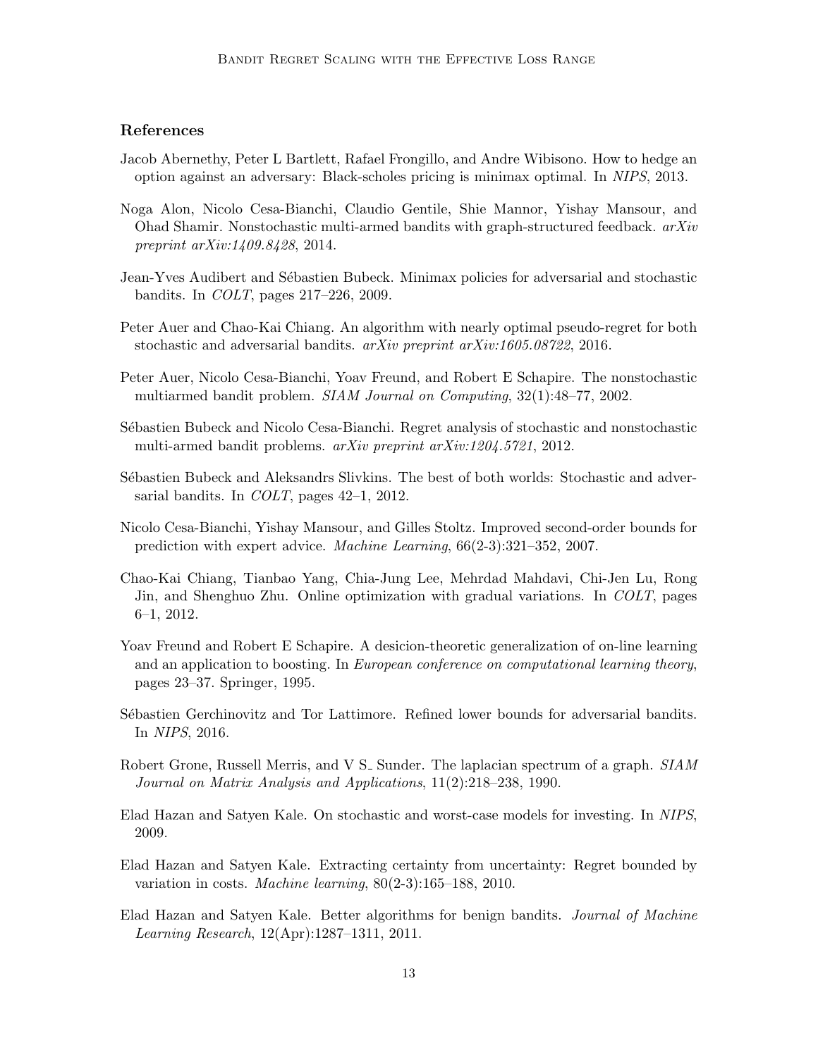## References

Jacob Abernethy, Peter L Bartlett, Rafael Frongillo, and Andre Wibisono. How to hedge an option against an adversary: Black-scholes pricing is minimax optimal. In *NIPS*, 2013.

Noga Alon, Nicolo Cesa-Bianchi, Claudio Gentile, Shie Mannor, Yishay Mansour, and Ohad Shamir. Nonstochastic multi-armed bandits with graph-structured feedback. *arXiv preprint arXiv:1409.8428*, 2014.

Jean-Yves Audibert and Sébastien Bubeck. Minimax policies for adversarial and stochastic bandits. In *COLT*, pages 217–226, 2009.

Peter Auer and Chao-Kai Chiang. An algorithm with nearly optimal pseudo-regret for both stochastic and adversarial bandits. *arXiv preprint arXiv:1605.08722*, 2016.

Peter Auer, Nicolo Cesa-Bianchi, Yoav Freund, and Robert E Schapire. The nonstochastic multiarmed bandit problem. *SIAM Journal on Computing*, 32(1):48–77, 2002.

Sébastien Bubeck and Nicolo Cesa-Bianchi. Regret analysis of stochastic and nonstochastic multi-armed bandit problems. *arXiv preprint arXiv:1204.5721*, 2012.

Sébastien Bubeck and Aleksandrs Slivkins. The best of both worlds: Stochastic and adversarial bandits. In *COLT*, pages 42–1, 2012.

Nicolo Cesa-Bianchi, Yishay Mansour, and Gilles Stoltz. Improved second-order bounds for prediction with expert advice. *Machine Learning*, 66(2-3):321–352, 2007.

Chao-Kai Chiang, Tianbao Yang, Chia-Jung Lee, Mehrdad Mahdavi, Chi-Jen Lu, Rong Jin, and Shenghuo Zhu. Online optimization with gradual variations. In *COLT*, pages 6–1, 2012.

Yoav Freund and Robert E Schapire. A desicion-theoretic generalization of on-line learning and an application to boosting. In *European conference on computational learning theory*, pages 23–37. Springer, 1995.

Sébastien Gerchinovitz and Tor Lattimore. Refined lower bounds for adversarial bandits. In *NIPS*, 2016.

Robert Grone, Russell Merris, and V S_ Sunder. The laplacian spectrum of a graph. *SIAM Journal on Matrix Analysis and Applications*, 11(2):218–238, 1990.

Elad Hazan and Satyen Kale. On stochastic and worst-case models for investing. In *NIPS*, 2009.

Elad Hazan and Satyen Kale. Extracting certainty from uncertainty: Regret bounded by variation in costs. *Machine learning*, 80(2-3):165–188, 2010.

Elad Hazan and Satyen Kale. Better algorithms for benign bandits. *Journal of Machine Learning Research*, 12(Apr):1287–1311, 2011.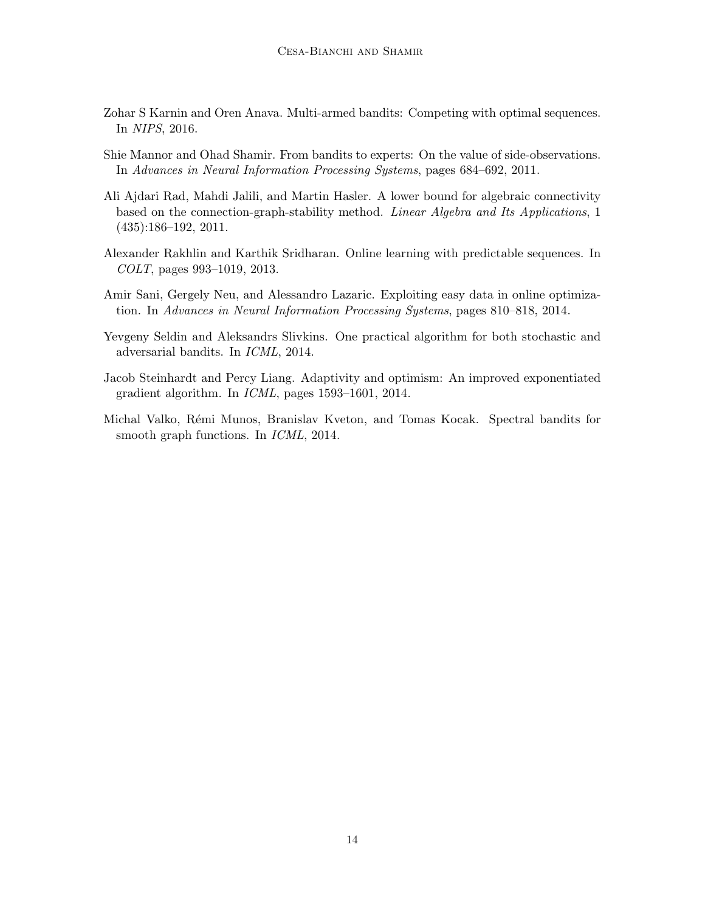Zohar S Karnin and Oren Anava. Multi-armed bandits: Competing with optimal sequences. In *NIPS*, 2016.

Shie Mannor and Ohad Shamir. From bandits to experts: On the value of side-observations. In *Advances in Neural Information Processing Systems*, pages 684–692, 2011.

Ali Ajdari Rad, Mahdi Jalili, and Martin Hasler. A lower bound for algebraic connectivity based on the connection-graph-stability method. *Linear Algebra and Its Applications*, 1 (435):186–192, 2011.

Alexander Rakhlin and Karthik Sridharan. Online learning with predictable sequences. In *COLT*, pages 993–1019, 2013.

Amir Sani, Gergely Neu, and Alessandro Lazaric. Exploiting easy data in online optimization. In *Advances in Neural Information Processing Systems*, pages 810–818, 2014.

Yevgeny Seldin and Aleksandrs Slivkins. One practical algorithm for both stochastic and adversarial bandits. In *ICML*, 2014.

Jacob Steinhardt and Percy Liang. Adaptivity and optimism: An improved exponentiated gradient algorithm. In *ICML*, pages 1593–1601, 2014.

Michal Valko, Rémi Munos, Branislav Kveton, and Tomas Kocak. Spectral bandits for smooth graph functions. In *ICML*, 2014.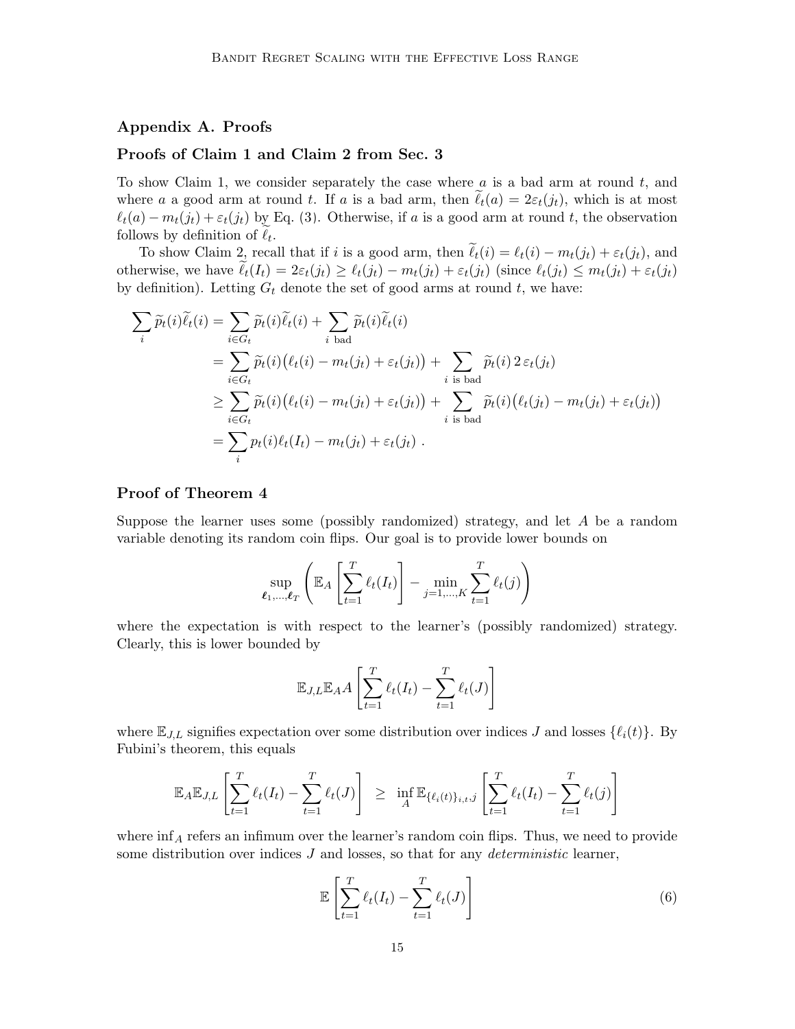## Appendix A. Proofs

### Proofs of Claim 1 and Claim 2 from Sec. 3

To show Claim 1, we consider separately the case where $a$ is a bad arm at round $t$, and where $a$ a good arm at round $t$. If $a$ is a bad arm, then $\widetilde{\ell}_t(a) = 2\varepsilon_t(j_t)$, which is at most $\ell_t(a) - m_t(j_t) + \varepsilon_t(j_t)$ by Eq. (3). Otherwise, if $a$ is a good arm at round $t$, the observation follows by definition of $\widetilde{\ell}_t$.

To show Claim 2, recall that if $i$ is a good arm, then $\widetilde{\ell}_t(i) = \ell_t(i) - m_t(j_t) + \varepsilon_t(j_t)$, and otherwise, we have $\widetilde{\ell}_t(I_t) = 2\varepsilon_t(j_t) \geq \ell_t(j_t) - m_t(j_t) + \varepsilon_t(j_t)$ (since $\ell_t(j_t) \leq m_t(j_t) + \varepsilon_t(j_t)$ by definition). Letting $G_t$ denote the set of good arms at round $t$, we have:

$$
\begin{aligned}
\sum_i \widetilde{p}_t(i)\widetilde{\ell}_t(i) &= \sum_{i \in G_t} \widetilde{p}_t(i)\widetilde{\ell}_t(i) + \sum_{i \text{ bad}} \widetilde{p}_t(i)\widetilde{\ell}_t(i) \\
&= \sum_{i \in G_t} \widetilde{p}_t(i)\big(\ell_t(i) - m_t(j_t) + \varepsilon_t(j_t)\big) + \sum_{i \text{ is bad}} \widetilde{p}_t(i)\, 2\,\varepsilon_t(j_t) \\
&\geq \sum_{i \in G_t} \widetilde{p}_t(i)\big(\ell_t(i) - m_t(j_t) + \varepsilon_t(j_t)\big) + \sum_{i \text{ is bad}} \widetilde{p}_t(i)\big(\ell_t(j_t) - m_t(j_t) + \varepsilon_t(j_t)\big) \\
&= \sum_i p_t(i)\ell_t(I_t) - m_t(j_t) + \varepsilon_t(j_t) \;.
\end{aligned}
$$

### Proof of Theorem 4

Suppose the learner uses some (possibly randomized) strategy, and let $A$ be a random variable denoting its random coin flips. Our goal is to provide lower bounds on

$$
\sup_{\boldsymbol{\ell}_1,\ldots,\boldsymbol{\ell}_T} \left( \mathbb{E}_A \left[ \sum_{t=1}^T \ell_t(I_t) \right] - \min_{j=1,\ldots,K} \sum_{t=1}^T \ell_t(j) \right)
$$

where the expectation is with respect to the learner's (possibly randomized) strategy. Clearly, this is lower bounded by

$$
\mathbb{E}_{J,L}\mathbb{E}_A A \left[ \sum_{t=1}^T \ell_t(I_t) - \sum_{t=1}^T \ell_t(J) \right]
$$

where $\mathbb{E}_{J,L}$ signifies expectation over some distribution over indices $J$ and losses $\{\ell_i(t)\}$. By Fubini's theorem, this equals

$$
\mathbb{E}_A\mathbb{E}_{J,L} \left[ \sum_{t=1}^T \ell_t(I_t) - \sum_{t=1}^T \ell_t(J) \right] \;\; \geq \;\; \inf_A \mathbb{E}_{\{\ell_i(t)\}_{i,t},j} \left[ \sum_{t=1}^T \ell_t(I_t) - \sum_{t=1}^T \ell_t(j) \right]
$$

where $\inf_A$ refers an infimum over the learner's random coin flips. Thus, we need to provide some distribution over indices $J$ and losses, so that for any *deterministic* learner,

$$
\mathbb{E} \left[ \sum_{t=1}^T \ell_t(I_t) - \sum_{t=1}^T \ell_t(J) \right] \tag{6}
$$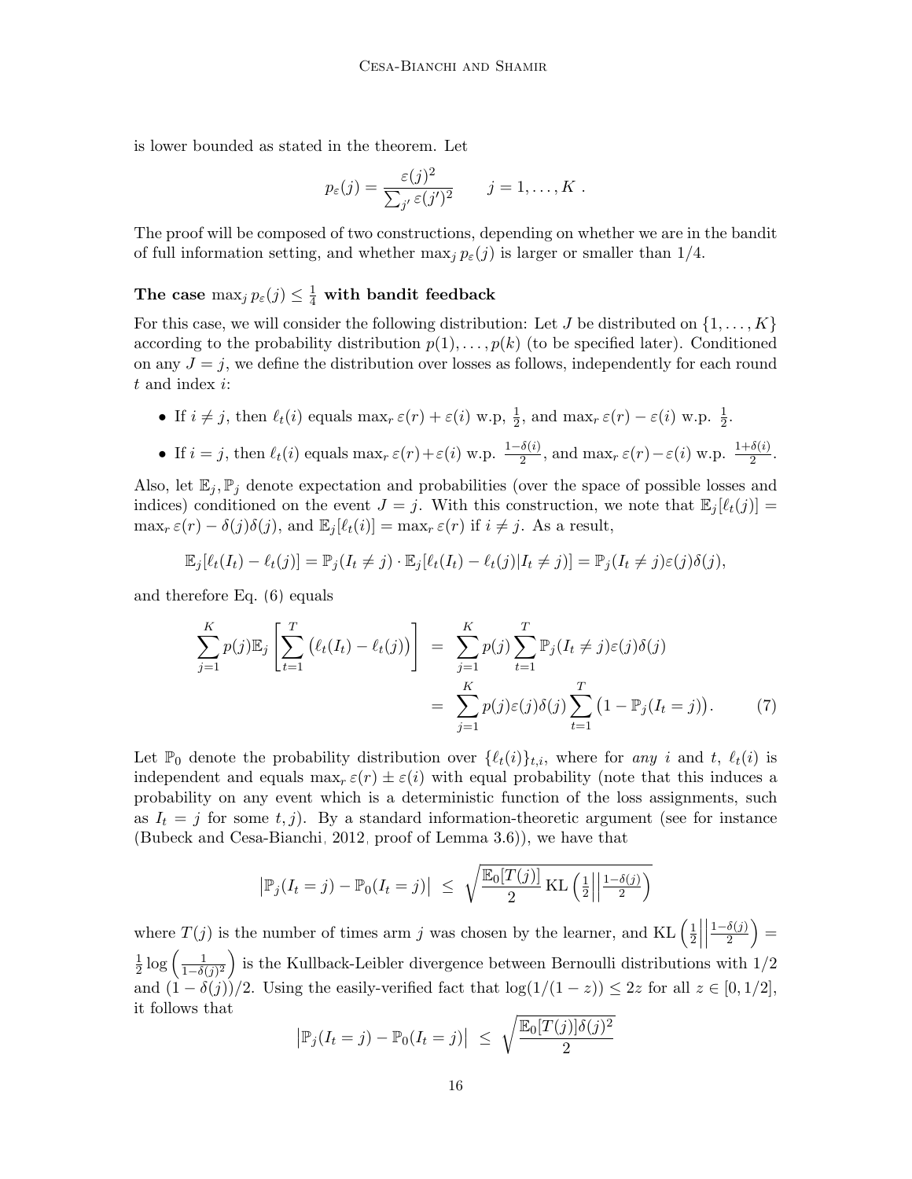is lower bounded as stated in the theorem. Let

$$p_\varepsilon(j) = \frac{\varepsilon(j)^2}{\sum_{j'} \varepsilon(j')^2} \qquad j = 1, \dots, K \; .$$

The proof will be composed of two constructions, depending on whether we are in the bandit of full information setting, and whether $\max_j p_\varepsilon(j)$ is larger or smaller than $1/4$.

### The case $\max_j p_\varepsilon(j) \le \frac{1}{4}$ with bandit feedback

For this case, we will consider the following distribution: Let $J$ be distributed on $\{1, \dots, K\}$ according to the probability distribution $p(1), \dots, p(k)$ (to be specified later). Conditioned on any $J = j$, we define the distribution over losses as follows, independently for each round $t$ and index $i$:

- If $i \ne j$, then $\ell_t(i)$ equals $\max_r \varepsilon(r) + \varepsilon(i)$ w.p, $\frac{1}{2}$, and $\max_r \varepsilon(r) - \varepsilon(i)$ w.p. $\frac{1}{2}$.
- If $i = j$, then $\ell_t(i)$ equals $\max_r \varepsilon(r) + \varepsilon(i)$ w.p. $\frac{1-\delta(i)}{2}$, and $\max_r \varepsilon(r) - \varepsilon(i)$ w.p. $\frac{1+\delta(i)}{2}$.

Also, let $\mathbb{E}_j, \mathbb{P}_j$ denote expectation and probabilities (over the space of possible losses and indices) conditioned on the event $J = j$. With this construction, we note that $\mathbb{E}_j[\ell_t(j)] = \max_r \varepsilon(r) - \delta(j)\delta(j)$, and $\mathbb{E}_j[\ell_t(i)] = \max_r \varepsilon(r)$ if $i \ne j$. As a result,

$$\mathbb{E}_j[\ell_t(I_t) - \ell_t(j)] = \mathbb{P}_j(I_t \ne j) \cdot \mathbb{E}_j[\ell_t(I_t) - \ell_t(j) | I_t \ne j] = \mathbb{P}_j(I_t \ne j)\varepsilon(j)\delta(j),$$

and therefore Eq. (6) equals

$$\begin{aligned}
\sum_{j=1}^{K} p(j) \mathbb{E}_j \left[ \sum_{t=1}^{T} \big(\ell_t(I_t) - \ell_t(j)\big) \right] &= \sum_{j=1}^{K} p(j) \sum_{t=1}^{T} \mathbb{P}_j(I_t \ne j) \varepsilon(j)\delta(j) \\
&= \sum_{j=1}^{K} p(j)\varepsilon(j)\delta(j) \sum_{t=1}^{T} \big(1 - \mathbb{P}_j(I_t = j)\big). \qquad (7)
\end{aligned}$$

Let $\mathbb{P}_0$ denote the probability distribution over $\{\ell_t(i)\}_{t,i}$, where for *any* $i$ and $t$, $\ell_t(i)$ is independent and equals $\max_r \varepsilon(r) \pm \varepsilon(i)$ with equal probability (note that this induces a probability on any event which is a deterministic function of the loss assignments, such as $I_t = j$ for some $t, j$). By a standard information-theoretic argument (see for instance (Bubeck and Cesa-Bianchi, 2012, proof of Lemma 3.6)), we have that

$$\big|\mathbb{P}_j(I_t = j) - \mathbb{P}_0(I_t = j)\big| \;\le\; \sqrt{\frac{\mathbb{E}_0[T(j)]}{2} \,\mathrm{KL}\left(\tfrac{1}{2}\middle\|\tfrac{1-\delta(j)}{2}\right)}$$

where $T(j)$ is the number of times arm $j$ was chosen by the learner, and $\mathrm{KL}\left(\frac{1}{2}\middle\|\frac{1-\delta(j)}{2}\right) = \frac{1}{2}\log\left(\frac{1}{1-\delta(j)^2}\right)$ is the Kullback-Leibler divergence between Bernoulli distributions with $1/2$ and $(1-\delta(j))/2$. Using the easily-verified fact that $\log(1/(1-z)) \le 2z$ for all $z \in [0, 1/2]$, it follows that

$$\big|\mathbb{P}_j(I_t = j) - \mathbb{P}_0(I_t = j)\big| \;\le\; \sqrt{\frac{\mathbb{E}_0[T(j)]\delta(j)^2}{2}}$$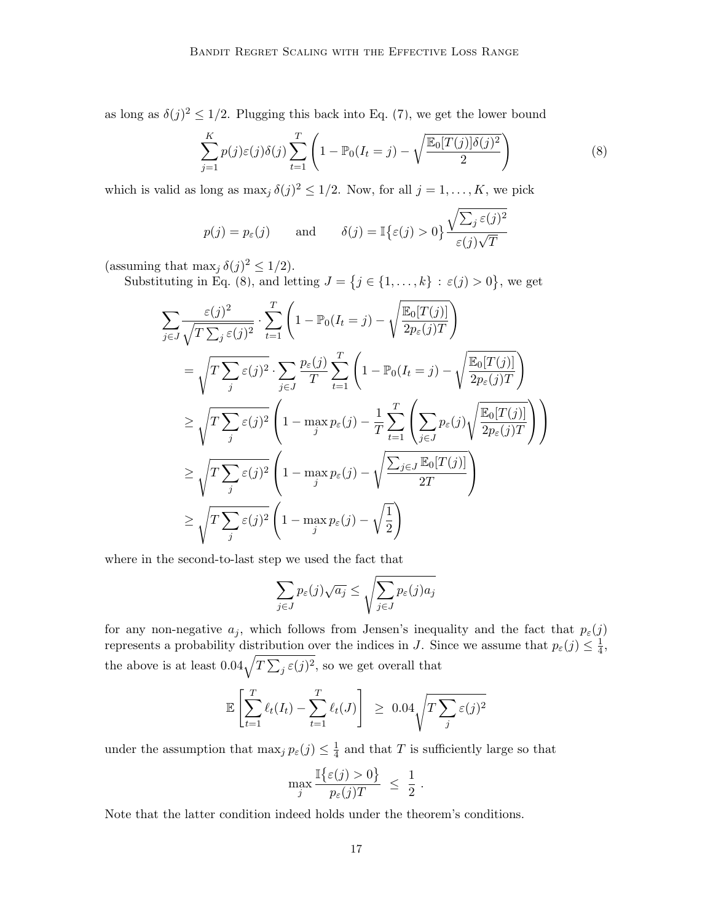as long as $\delta(j)^2 \le 1/2$. Plugging this back into Eq. (7), we get the lower bound

$$\sum_{j=1}^{K} p(j)\varepsilon(j)\delta(j) \sum_{t=1}^{T} \left(1 - \mathbb{P}_0(I_t = j) - \sqrt{\frac{\mathbb{E}_0[T(j)]\delta(j)^2}{2}}\right) \tag{8}$$

which is valid as long as $\max_j \delta(j)^2 \le 1/2$. Now, for all $j = 1, \ldots, K$, we pick

$$p(j) = p_\varepsilon(j) \qquad \text{and} \qquad \delta(j) = \mathbb{I}\{\varepsilon(j) > 0\} \frac{\sqrt{\sum_j \varepsilon(j)^2}}{\varepsilon(j)\sqrt{T}}$$

(assuming that $\max_j \delta(j)^2 \le 1/2$).

Substituting in Eq. (8), and letting $J = \{j \in \{1, \ldots, k\} : \varepsilon(j) > 0\}$, we get

$$\begin{aligned}
&\sum_{j \in J} \frac{\varepsilon(j)^2}{\sqrt{T \sum_j \varepsilon(j)^2}} \cdot \sum_{t=1}^{T} \left(1 - \mathbb{P}_0(I_t = j) - \sqrt{\frac{\mathbb{E}_0[T(j)]}{2p_\varepsilon(j)T}}\right) \\
&= \sqrt{T \sum_j \varepsilon(j)^2} \cdot \sum_{j \in J} \frac{p_\varepsilon(j)}{T} \sum_{t=1}^{T} \left(1 - \mathbb{P}_0(I_t = j) - \sqrt{\frac{\mathbb{E}_0[T(j)]}{2p_\varepsilon(j)T}}\right) \\
&\ge \sqrt{T \sum_j \varepsilon(j)^2} \left(1 - \max_j p_\varepsilon(j) - \frac{1}{T} \sum_{t=1}^{T} \left(\sum_{j \in J} p_\varepsilon(j) \sqrt{\frac{\mathbb{E}_0[T(j)]}{2p_\varepsilon(j)T}}\right)\right) \\
&\ge \sqrt{T \sum_j \varepsilon(j)^2} \left(1 - \max_j p_\varepsilon(j) - \sqrt{\frac{\sum_{j \in J} \mathbb{E}_0[T(j)]}{2T}}\right) \\
&\ge \sqrt{T \sum_j \varepsilon(j)^2} \left(1 - \max_j p_\varepsilon(j) - \sqrt{\frac{1}{2}}\right)
\end{aligned}$$

where in the second-to-last step we used the fact that

$$\sum_{j \in J} p_\varepsilon(j)\sqrt{a_j} \le \sqrt{\sum_{j \in J} p_\varepsilon(j) a_j}$$

for any non-negative $a_j$, which follows from Jensen's inequality and the fact that $p_\varepsilon(j)$ represents a probability distribution over the indices in $J$. Since we assume that $p_\varepsilon(j) \le \frac{1}{4}$, the above is at least $0.04\sqrt{T \sum_j \varepsilon(j)^2}$, so we get overall that

$$\mathbb{E}\left[\sum_{t=1}^{T} \ell_t(I_t) - \sum_{t=1}^{T} \ell_t(J)\right] \ \ge \ 0.04\sqrt{T \sum_j \varepsilon(j)^2}$$

under the assumption that $\max_j p_\varepsilon(j) \le \frac{1}{4}$ and that $T$ is sufficiently large so that

$$\max_j \frac{\mathbb{I}\{\varepsilon(j) > 0\}}{p_\varepsilon(j)T} \ \le \ \frac{1}{2} \, .$$

Note that the latter condition indeed holds under the theorem's conditions.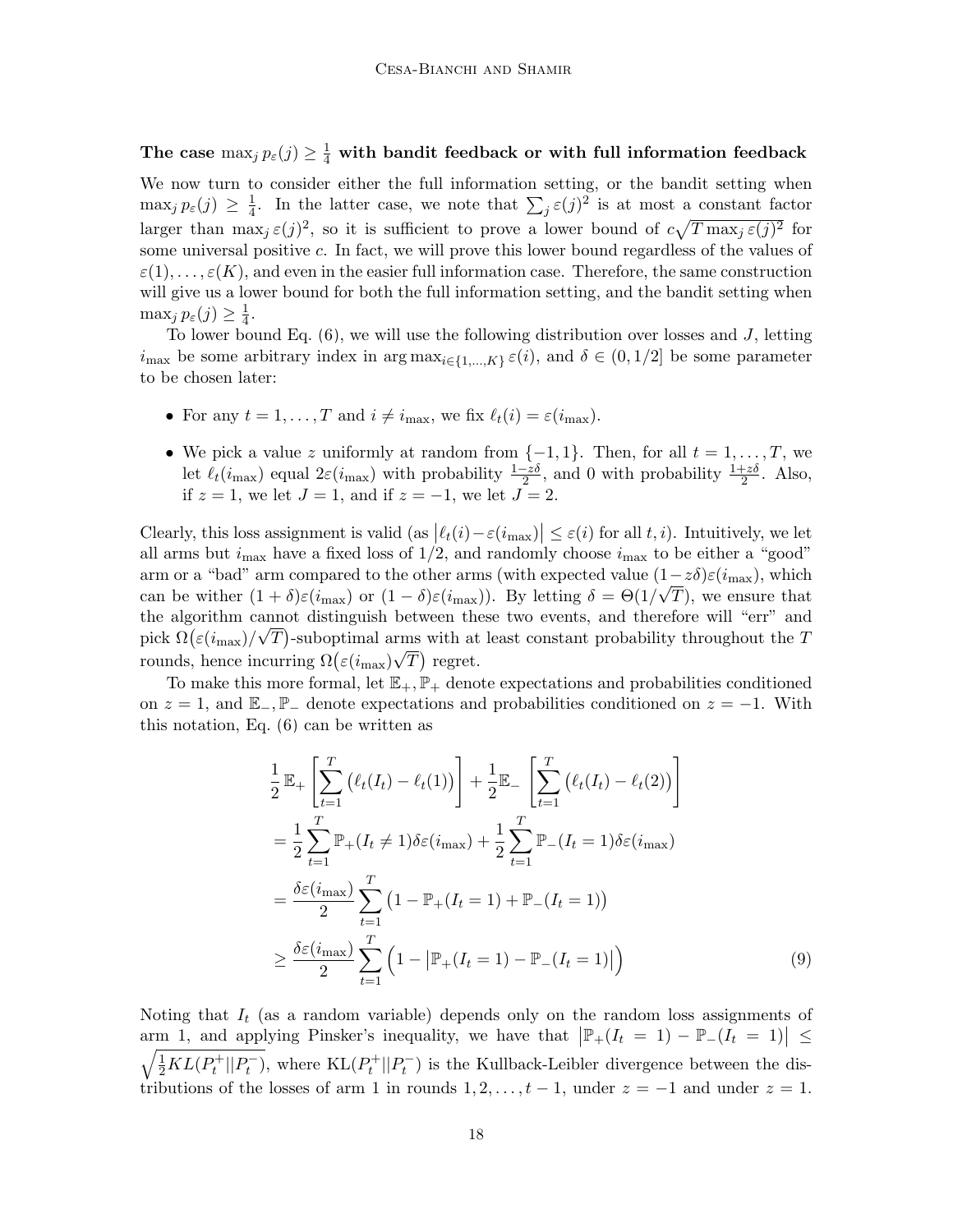### The case $\max_j p_\varepsilon(j) \geq \frac{1}{4}$ with bandit feedback or with full information feedback

We now turn to consider either the full information setting, or the bandit setting when $\max_j p_\varepsilon(j) \geq \frac{1}{4}$. In the latter case, we note that $\sum_j \varepsilon(j)^2$ is at most a constant factor larger than $\max_j \varepsilon(j)^2$, so it is sufficient to prove a lower bound of $c\sqrt{T \max_j \varepsilon(j)^2}$ for some universal positive $c$. In fact, we will prove this lower bound regardless of the values of $\varepsilon(1), \ldots, \varepsilon(K)$, and even in the easier full information case. Therefore, the same construction will give us a lower bound for both the full information setting, and the bandit setting when $\max_j p_\varepsilon(j) \geq \frac{1}{4}$.

To lower bound Eq. (6), we will use the following distribution over losses and $J$, letting $i_{\max}$ be some arbitrary index in $\arg\max_{i\in\{1,\ldots,K\}} \varepsilon(i)$, and $\delta \in (0, 1/2]$ be some parameter to be chosen later:

- For any $t = 1, \ldots, T$ and $i \neq i_{\max}$, we fix $\ell_t(i) = \varepsilon(i_{\max})$.
- We pick a value $z$ uniformly at random from $\{-1, 1\}$. Then, for all $t = 1, \ldots, T$, we let $\ell_t(i_{\max})$ equal $2\varepsilon(i_{\max})$ with probability $\frac{1-z\delta}{2}$, and 0 with probability $\frac{1+z\delta}{2}$. Also, if $z = 1$, we let $J = 1$, and if $z = -1$, we let $J = 2$.

Clearly, this loss assignment is valid (as $\left|\ell_t(i) - \varepsilon(i_{\max})\right| \leq \varepsilon(i)$ for all $t, i$). Intuitively, we let all arms but $i_{\max}$ have a fixed loss of $1/2$, and randomly choose $i_{\max}$ to be either a "good" arm or a "bad" arm compared to the other arms (with expected value $(1-z\delta)\varepsilon(i_{\max})$, which can be wither $(1+\delta)\varepsilon(i_{\max})$ or $(1-\delta)\varepsilon(i_{\max})$). By letting $\delta = \Theta(1/\sqrt{T})$, we ensure that the algorithm cannot distinguish between these two events, and therefore will "err" and pick $\Omega\big(\varepsilon(i_{\max})/\sqrt{T}\big)$-suboptimal arms with at least constant probability throughout the $T$ rounds, hence incurring $\Omega\big(\varepsilon(i_{\max})\sqrt{T}\big)$ regret.

To make this more formal, let $\mathbb{E}_+, \mathbb{P}_+$ denote expectations and probabilities conditioned on $z = 1$, and $\mathbb{E}_-, \mathbb{P}_-$ denote expectations and probabilities conditioned on $z = -1$. With this notation, Eq. (6) can be written as

$$
\begin{aligned}
&\frac{1}{2}\mathbb{E}_+\left[\sum_{t=1}^{T}\big(\ell_t(I_t) - \ell_t(1)\big)\right] + \frac{1}{2}\mathbb{E}_-\left[\sum_{t=1}^{T}\big(\ell_t(I_t) - \ell_t(2)\big)\right] \\
&= \frac{1}{2}\sum_{t=1}^{T}\mathbb{P}_+(I_t \neq 1)\delta\varepsilon(i_{\max}) + \frac{1}{2}\sum_{t=1}^{T}\mathbb{P}_-(I_t = 1)\delta\varepsilon(i_{\max}) \\
&= \frac{\delta\varepsilon(i_{\max})}{2}\sum_{t=1}^{T}\big(1 - \mathbb{P}_+(I_t = 1) + \mathbb{P}_-(I_t = 1)\big) \\
&\geq \frac{\delta\varepsilon(i_{\max})}{2}\sum_{t=1}^{T}\Big(1 - \big|\mathbb{P}_+(I_t = 1) - \mathbb{P}_-(I_t = 1)\big|\Big)
\end{aligned}
\tag{9}
$$

Noting that $I_t$ (as a random variable) depends only on the random loss assignments of arm 1, and applying Pinsker's inequality, we have that $\big|\mathbb{P}_+(I_t = 1) - \mathbb{P}_-(I_t = 1)\big| \leq \sqrt{\frac{1}{2}KL(P_t^+||P_t^-)}$, where $\mathrm{KL}(P_t^+||P_t^-)$ is the Kullback-Leibler divergence between the distributions of the losses of arm 1 in rounds $1, 2, \ldots, t-1$, under $z = -1$ and under $z = 1$.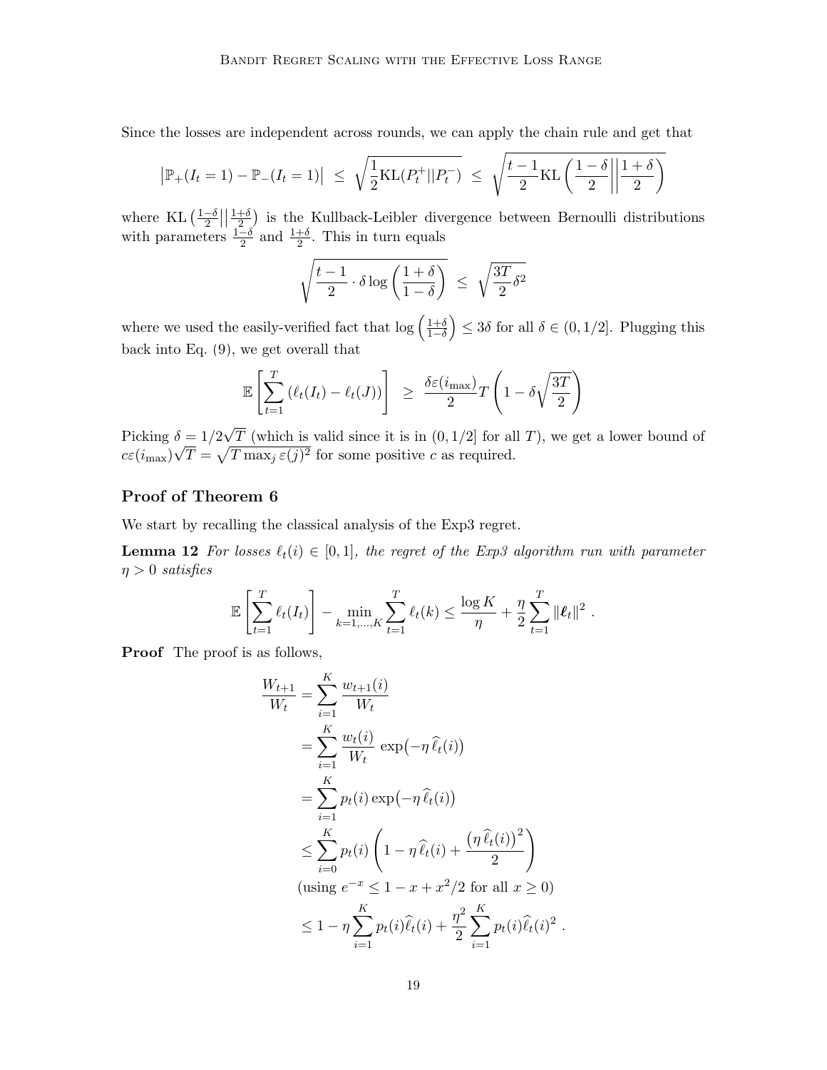Since the losses are independent across rounds, we can apply the chain rule and get that

$$\left|\mathbb{P}_+(I_t = 1) - \mathbb{P}_-(I_t = 1)\right| \;\leq\; \sqrt{\frac{1}{2}\mathrm{KL}(P_t^+ || P_t^-)} \;\leq\; \sqrt{\frac{t-1}{2}\mathrm{KL}\left(\frac{1-\delta}{2}\middle|\middle|\frac{1+\delta}{2}\right)}$$

where $\mathrm{KL}\left(\frac{1-\delta}{2}\middle|\middle|\frac{1+\delta}{2}\right)$ is the Kullback-Leibler divergence between Bernoulli distributions with parameters $\frac{1-\delta}{2}$ and $\frac{1+\delta}{2}$. This in turn equals

$$\sqrt{\frac{t-1}{2}\cdot \delta \log\left(\frac{1+\delta}{1-\delta}\right)} \;\leq\; \sqrt{\frac{3T}{2}\delta^2}$$

where we used the easily-verified fact that $\log\left(\frac{1+\delta}{1-\delta}\right) \leq 3\delta$ for all $\delta \in (0, 1/2]$. Plugging this back into Eq. (9), we get overall that

$$\mathbb{E}\left[\sum_{t=1}^{T}\left(\ell_t(I_t) - \ell_t(J)\right)\right] \;\geq\; \frac{\delta\varepsilon(i_{\max})}{2}T\left(1 - \delta\sqrt{\frac{3T}{2}}\right)$$

Picking $\delta = 1/2\sqrt{T}$ (which is valid since it is in $(0, 1/2]$ for all $T$), we get a lower bound of $c\varepsilon(i_{\max})\sqrt{T} = \sqrt{T\max_j \varepsilon(j)^2}$ for some positive $c$ as required.

### Proof of Theorem 6

We start by recalling the classical analysis of the Exp3 regret.

**Lemma 12** *For losses $\ell_t(i) \in [0, 1]$, the regret of the Exp3 algorithm run with parameter $\eta > 0$ satisfies*

$$\mathbb{E}\left[\sum_{t=1}^{T}\ell_t(I_t)\right] - \min_{k=1,\ldots,K}\sum_{t=1}^{T}\ell_t(k) \leq \frac{\log K}{\eta} + \frac{\eta}{2}\sum_{t=1}^{T}\|\boldsymbol{\ell}_t\|^2 \;.$$

**Proof** The proof is as follows,

$$\begin{aligned}
\frac{W_{t+1}}{W_t} &= \sum_{i=1}^{K}\frac{w_{t+1}(i)}{W_t} \\
&= \sum_{i=1}^{K}\frac{w_t(i)}{W_t}\,\exp\bigl(-\eta\,\widehat{\ell}_t(i)\bigr) \\
&= \sum_{i=1}^{K}p_t(i)\exp\bigl(-\eta\,\widehat{\ell}_t(i)\bigr) \\
&\leq \sum_{i=0}^{K}p_t(i)\left(1 - \eta\,\widehat{\ell}_t(i) + \frac{\bigl(\eta\,\widehat{\ell}_t(i)\bigr)^2}{2}\right) \\
&\text{(using } e^{-x} \leq 1 - x + x^2/2 \text{ for all } x \geq 0\text{)} \\
&\leq 1 - \eta\sum_{i=1}^{K}p_t(i)\widehat{\ell}_t(i) + \frac{\eta^2}{2}\sum_{i=1}^{K}p_t(i)\widehat{\ell}_t(i)^2 \;.
\end{aligned}$$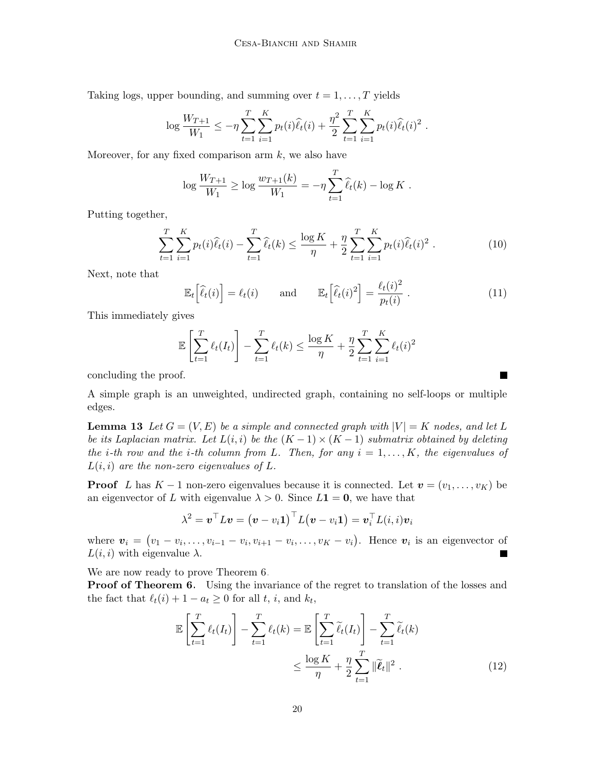Taking logs, upper bounding, and summing over $t = 1, \ldots, T$ yields

$$\log \frac{W_{T+1}}{W_1} \leq -\eta \sum_{t=1}^{T} \sum_{i=1}^{K} p_t(i) \widehat{\ell}_t(i) + \frac{\eta^2}{2} \sum_{t=1}^{T} \sum_{i=1}^{K} p_t(i) \widehat{\ell}_t(i)^2 .$$

Moreover, for any fixed comparison arm $k$, we also have

$$\log \frac{W_{T+1}}{W_1} \geq \log \frac{w_{T+1}(k)}{W_1} = -\eta \sum_{t=1}^{T} \widehat{\ell}_t(k) - \log K .$$

Putting together,

$$\sum_{t=1}^{T} \sum_{i=1}^{K} p_t(i) \widehat{\ell}_t(i) - \sum_{t=1}^{T} \widehat{\ell}_t(k) \leq \frac{\log K}{\eta} + \frac{\eta}{2} \sum_{t=1}^{T} \sum_{i=1}^{K} p_t(i) \widehat{\ell}_t(i)^2 . \tag{10}$$

Next, note that

$$\mathbb{E}_t\Big[\widehat{\ell}_t(i)\Big] = \ell_t(i) \qquad \text{and} \qquad \mathbb{E}_t\Big[\widehat{\ell}_t(i)^2\Big] = \frac{\ell_t(i)^2}{p_t(i)} . \tag{11}$$

This immediately gives

$$\mathbb{E}\left[\sum_{t=1}^{T} \ell_t(I_t)\right] - \sum_{t=1}^{T} \ell_t(k) \leq \frac{\log K}{\eta} + \frac{\eta}{2} \sum_{t=1}^{T} \sum_{i=1}^{K} \ell_t(i)^2$$

concluding the proof. ∎

A simple graph is an unweighted, undirected graph, containing no self-loops or multiple edges.

**Lemma 13** *Let $G = (V, E)$ be a simple and connected graph with $|V| = K$ nodes, and let $L$ be its Laplacian matrix. Let $L(i, i)$ be the $(K-1) \times (K-1)$ submatrix obtained by deleting the $i$-th row and the $i$-th column from $L$. Then, for any $i = 1, \ldots, K$, the eigenvalues of $L(i, i)$ are the non-zero eigenvalues of $L$.*

**Proof** $L$ has $K-1$ non-zero eigenvalues because it is connected. Let $\boldsymbol{v} = (v_1, \ldots, v_K)$ be an eigenvector of $L$ with eigenvalue $\lambda > 0$. Since $L\boldsymbol{1} = \boldsymbol{0}$, we have that

$$\lambda^2 = \boldsymbol{v}^\top L \boldsymbol{v} = \big(\boldsymbol{v} - v_i \boldsymbol{1}\big)^\top L \big(\boldsymbol{v} - v_i \boldsymbol{1}\big) = \boldsymbol{v}_i^\top L(i,i) \boldsymbol{v}_i$$

where $\boldsymbol{v}_i = \big(v_1 - v_i, \ldots, v_{i-1} - v_i, v_{i+1} - v_i, \ldots, v_K - v_i\big)$. Hence $\boldsymbol{v}_i$ is an eigenvector of $L(i, i)$ with eigenvalue $\lambda$. ∎

We are now ready to prove Theorem 6.

**Proof of Theorem 6.** Using the invariance of the regret to translation of the losses and the fact that $\ell_t(i) + 1 - a_t \geq 0$ for all $t$, $i$, and $k_t$,

$$\begin{aligned}
\mathbb{E}\left[\sum_{t=1}^{T} \ell_t(I_t)\right] - \sum_{t=1}^{T} \ell_t(k) &= \mathbb{E}\left[\sum_{t=1}^{T} \widetilde{\ell}_t(I_t)\right] - \sum_{t=1}^{T} \widetilde{\ell}_t(k) \\
&\leq \frac{\log K}{\eta} + \frac{\eta}{2} \sum_{t=1}^{T} \|\widetilde{\boldsymbol{\ell}}_t\|^2 .
\end{aligned} \tag{12}$$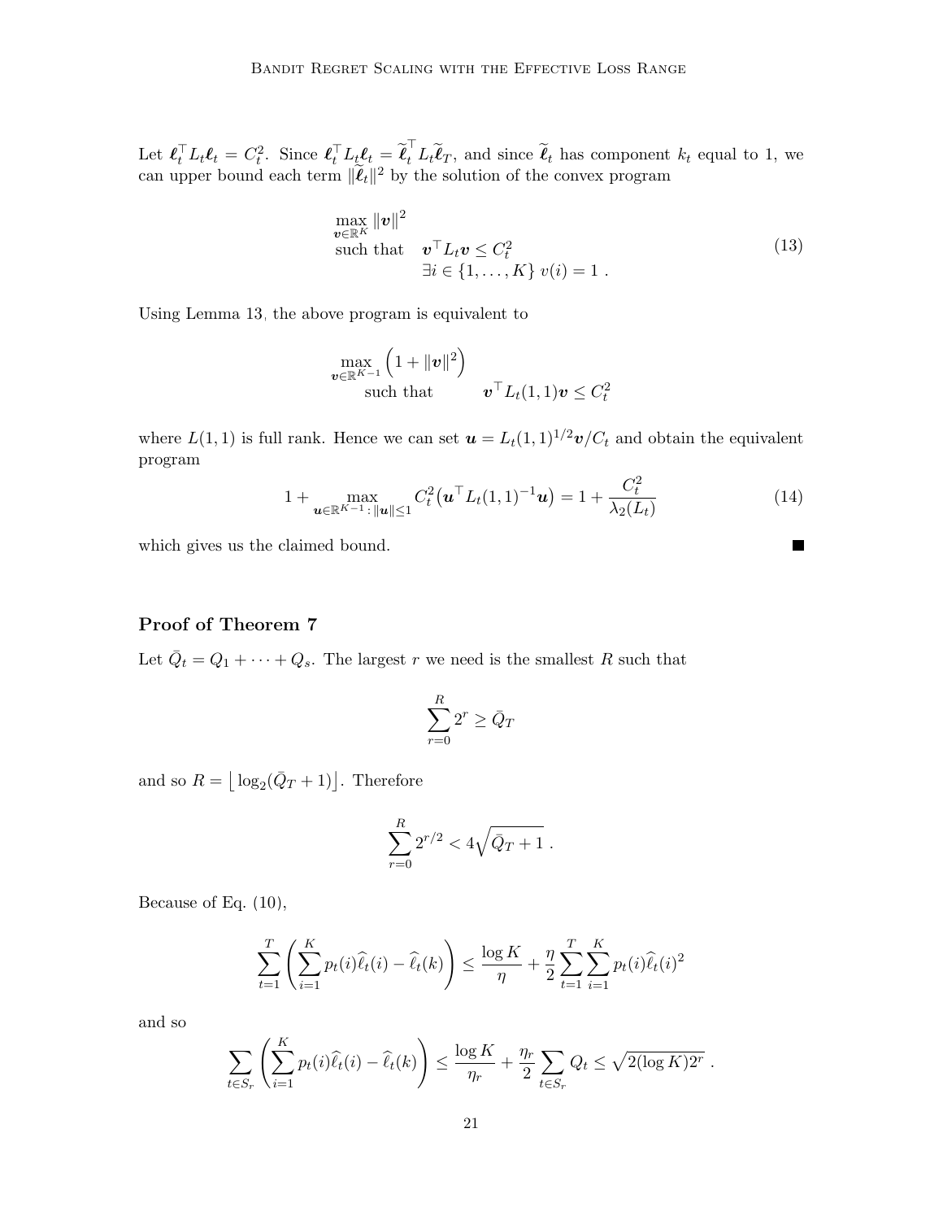Let $\boldsymbol{\ell}_t^\top L_t \boldsymbol{\ell}_t = C_t^2$. Since $\boldsymbol{\ell}_t^\top L_t \boldsymbol{\ell}_t = \widetilde{\boldsymbol{\ell}}_t^\top L_t \widetilde{\boldsymbol{\ell}}_T$, and since $\widetilde{\boldsymbol{\ell}}_t$ has component $k_t$ equal to 1, we can upper bound each term $\|\widetilde{\boldsymbol{\ell}}_t\|^2$ by the solution of the convex program

$$
\begin{aligned}
&\max_{\boldsymbol{v}\in\mathbb{R}^K} \|\boldsymbol{v}\|^2 \\
&\text{such that} \quad \boldsymbol{v}^\top L_t \boldsymbol{v} \le C_t^2 \\
&\qquad\qquad\quad \exists i \in \{1,\dots,K\}\ v(i) = 1\ .
\end{aligned}
\tag{13}
$$

Using Lemma 13, the above program is equivalent to

$$
\begin{aligned}
&\max_{\boldsymbol{v}\in\mathbb{R}^{K-1}} \left(1 + \|\boldsymbol{v}\|^2\right) \\
&\quad\text{such that} \qquad \boldsymbol{v}^\top L_t(1,1)\boldsymbol{v} \le C_t^2
\end{aligned}
$$

where $L(1,1)$ is full rank. Hence we can set $\boldsymbol{u} = L_t(1,1)^{1/2}\boldsymbol{v}/C_t$ and obtain the equivalent program

$$
1 + \max_{\boldsymbol{u}\in\mathbb{R}^{K-1}\,:\,\|\boldsymbol{u}\|\le 1} C_t^2\big(\boldsymbol{u}^\top L_t(1,1)^{-1}\boldsymbol{u}\big) = 1 + \frac{C_t^2}{\lambda_2(L_t)} \tag{14}
$$

which gives us the claimed bound. ∎

### Proof of Theorem 7

Let $\bar{Q}_t = Q_1 + \cdots + Q_s$. The largest $r$ we need is the smallest $R$ such that

$$
\sum_{r=0}^{R} 2^r \ge \bar{Q}_T
$$

and so $R = \lfloor \log_2(\bar{Q}_T + 1)\rfloor$. Therefore

$$
\sum_{r=0}^{R} 2^{r/2} < 4\sqrt{\bar{Q}_T + 1}\ .
$$

Because of Eq. (10),

$$
\sum_{t=1}^{T}\left(\sum_{i=1}^{K} p_t(i)\widehat{\ell}_t(i) - \widehat{\ell}_t(k)\right) \le \frac{\log K}{\eta} + \frac{\eta}{2}\sum_{t=1}^{T}\sum_{i=1}^{K} p_t(i)\widehat{\ell}_t(i)^2
$$

and so

$$
\sum_{t\in S_r}\left(\sum_{i=1}^{K} p_t(i)\widehat{\ell}_t(i) - \widehat{\ell}_t(k)\right) \le \frac{\log K}{\eta_r} + \frac{\eta_r}{2}\sum_{t\in S_r} Q_t \le \sqrt{2(\log K)2^r}\ .
$$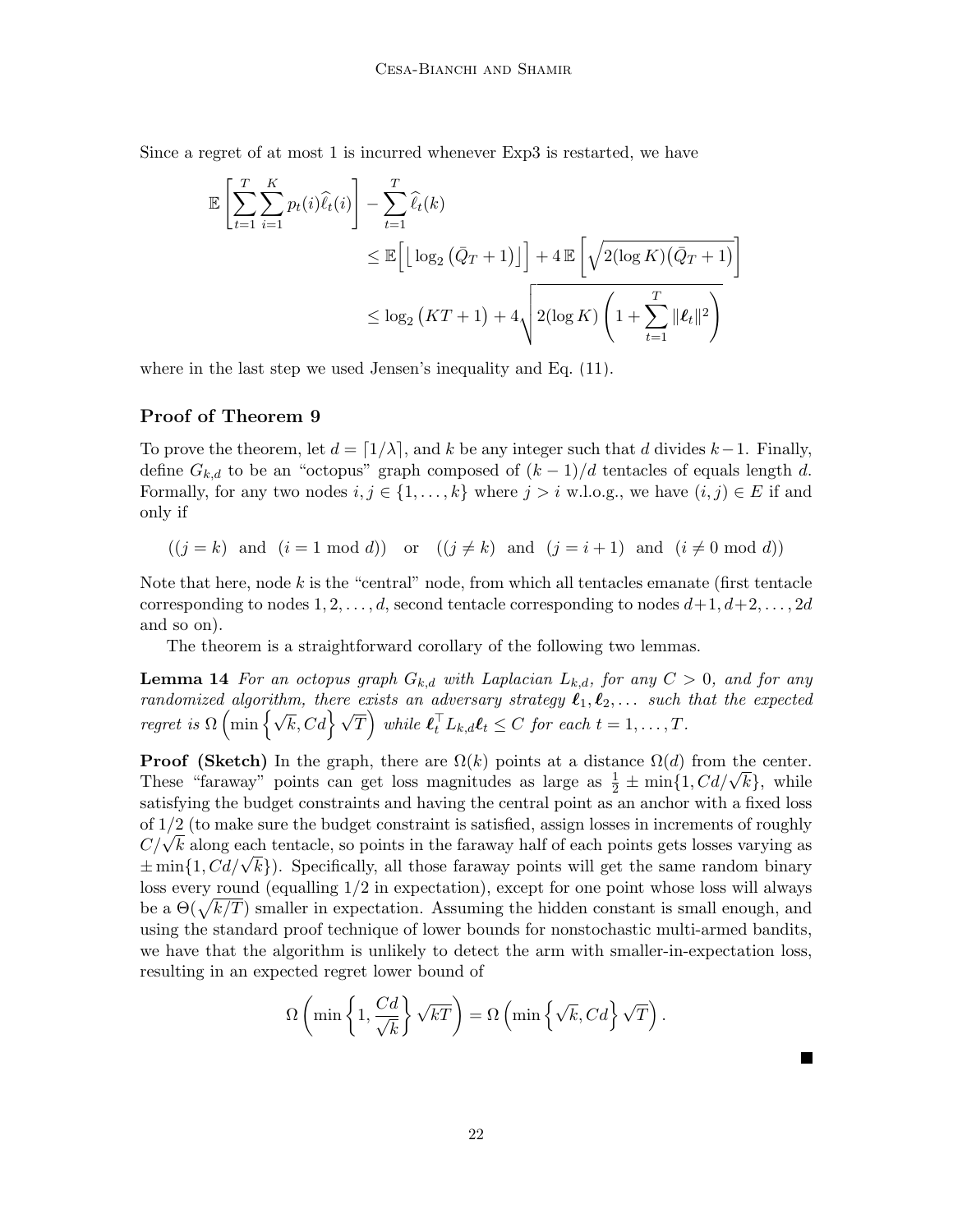Since a regret of at most 1 is incurred whenever Exp3 is restarted, we have

$$
\begin{aligned}
\mathbb{E}\left[\sum_{t=1}^{T}\sum_{i=1}^{K} p_t(i)\widehat{\ell}_t(i)\right] - \sum_{t=1}^{T}\widehat{\ell}_t(k)
&\le \mathbb{E}\Big[\big\lfloor \log_2\big(\bar{Q}_T+1\big)\big\rfloor\Big] + 4\,\mathbb{E}\left[\sqrt{2(\log K)\big(\bar{Q}_T+1\big)}\right] \\
&\le \log_2\big(KT+1\big) + 4\sqrt{2(\log K)\left(1+\sum_{t=1}^{T}\|\boldsymbol{\ell}_t\|^2\right)}
\end{aligned}
$$

where in the last step we used Jensen's inequality and Eq. (11).

### Proof of Theorem 9

To prove the theorem, let $d = \lceil 1/\lambda \rceil$, and $k$ be any integer such that $d$ divides $k-1$. Finally, define $G_{k,d}$ to be an "octopus" graph composed of $(k-1)/d$ tentacles of equals length $d$. Formally, for any two nodes $i, j \in \{1,\dots,k\}$ where $j > i$ w.l.o.g., we have $(i,j) \in E$ if and only if

$$
\big((j = k) \ \text{ and } \ (i = 1 \bmod d)\big) \quad \text{or} \quad \big((j \neq k) \ \text{ and } \ (j = i+1) \ \text{ and } \ (i \neq 0 \bmod d)\big)
$$

Note that here, node $k$ is the "central" node, from which all tentacles emanate (first tentacle corresponding to nodes $1, 2, \dots, d$, second tentacle corresponding to nodes $d+1, d+2, \dots, 2d$ and so on).

The theorem is a straightforward corollary of the following two lemmas.

**Lemma 14** *For an octopus graph $G_{k,d}$ with Laplacian $L_{k,d}$, for any $C > 0$, and for any randomized algorithm, there exists an adversary strategy $\boldsymbol{\ell}_1, \boldsymbol{\ell}_2, \dots$ such that the expected regret is $\Omega\left(\min\left\{\sqrt{k}, Cd\right\}\sqrt{T}\right)$ while $\boldsymbol{\ell}_t^\top L_{k,d}\boldsymbol{\ell}_t \le C$ for each $t = 1, \dots, T$.*

**Proof (Sketch)** In the graph, there are $\Omega(k)$ points at a distance $\Omega(d)$ from the center. These "faraway" points can get loss magnitudes as large as $\frac{1}{2} \pm \min\{1, Cd/\sqrt{k}\}$, while satisfying the budget constraints and having the central point as an anchor with a fixed loss of $1/2$ (to make sure the budget constraint is satisfied, assign losses in increments of roughly $C/\sqrt{k}$ along each tentacle, so points in the faraway half of each points gets losses varying as $\pm \min\{1, Cd/\sqrt{k}\}$). Specifically, all those faraway points will get the same random binary loss every round (equalling $1/2$ in expectation), except for one point whose loss will always be a $\Theta(\sqrt{k/T})$ smaller in expectation. Assuming the hidden constant is small enough, and using the standard proof technique of lower bounds for nonstochastic multi-armed bandits, we have that the algorithm is unlikely to detect the arm with smaller-in-expectation loss, resulting in an expected regret lower bound of

$$
\Omega\left(\min\left\{1, \frac{Cd}{\sqrt{k}}\right\}\sqrt{kT}\right) = \Omega\left(\min\left\{\sqrt{k}, Cd\right\}\sqrt{T}\right).
$$

■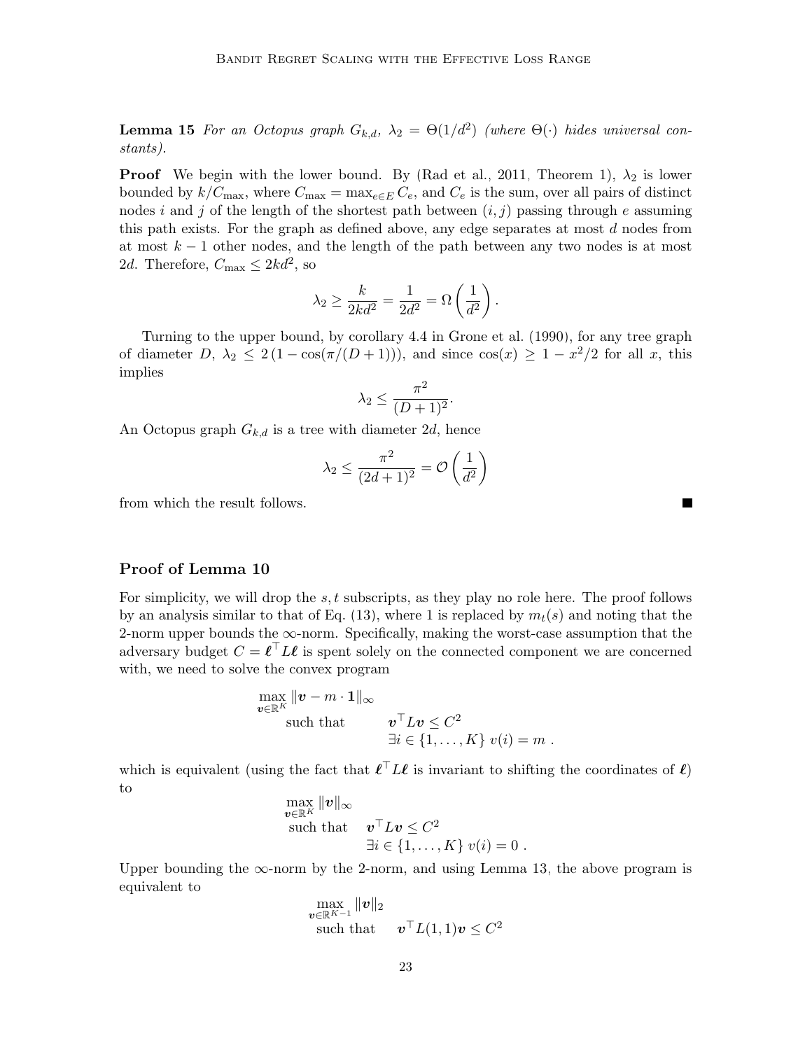**Lemma 15** *For an Octopus graph $G_{k,d}$, $\lambda_2 = \Theta(1/d^2)$ (where $\Theta(\cdot)$ hides universal constants).*

**Proof** We begin with the lower bound. By (Rad et al., 2011, Theorem 1), $\lambda_2$ is lower bounded by $k/C_{\max}$, where $C_{\max} = \max_{e \in E} C_e$, and $C_e$ is the sum, over all pairs of distinct nodes $i$ and $j$ of the length of the shortest path between $(i, j)$ passing through $e$ assuming this path exists. For the graph as defined above, any edge separates at most $d$ nodes from at most $k - 1$ other nodes, and the length of the path between any two nodes is at most $2d$. Therefore, $C_{\max} \leq 2kd^2$, so

$$\lambda_2 \geq \frac{k}{2kd^2} = \frac{1}{2d^2} = \Omega\left(\frac{1}{d^2}\right).$$

Turning to the upper bound, by corollary 4.4 in Grone et al. (1990), for any tree graph of diameter $D$, $\lambda_2 \leq 2\left(1 - \cos(\pi/(D+1))\right)$, and since $\cos(x) \geq 1 - x^2/2$ for all $x$, this implies

$$\lambda_2 \leq \frac{\pi^2}{(D+1)^2}.$$

An Octopus graph $G_{k,d}$ is a tree with diameter $2d$, hence

$$\lambda_2 \leq \frac{\pi^2}{(2d+1)^2} = \mathcal{O}\left(\frac{1}{d^2}\right)$$

from which the result follows. ∎

### Proof of Lemma 10

For simplicity, we will drop the $s, t$ subscripts, as they play no role here. The proof follows by an analysis similar to that of Eq. (13), where 1 is replaced by $m_t(s)$ and noting that the 2-norm upper bounds the $\infty$-norm. Specifically, making the worst-case assumption that the adversary budget $C = \boldsymbol{\ell}^\top L \boldsymbol{\ell}$ is spent solely on the connected component we are concerned with, we need to solve the convex program

$$\begin{aligned} &\max_{\boldsymbol{v} \in \mathbb{R}^K} \|\boldsymbol{v} - m \cdot \mathbf{1}\|_\infty \\ &\quad \text{such that} \qquad \boldsymbol{v}^\top L \boldsymbol{v} \leq C^2 \\ &\qquad\qquad\qquad\quad \exists i \in \{1, \ldots, K\}\ v(i) = m\ . \end{aligned}$$

which is equivalent (using the fact that $\boldsymbol{\ell}^\top L \boldsymbol{\ell}$ is invariant to shifting the coordinates of $\boldsymbol{\ell}$) to

$$\begin{aligned} &\max_{\boldsymbol{v} \in \mathbb{R}^K} \|\boldsymbol{v}\|_\infty \\ &\quad \text{such that} \quad \boldsymbol{v}^\top L \boldsymbol{v} \leq C^2 \\ &\qquad\qquad\qquad \exists i \in \{1, \ldots, K\}\ v(i) = 0\ . \end{aligned}$$

Upper bounding the $\infty$-norm by the 2-norm, and using Lemma 13, the above program is equivalent to

$$\begin{aligned} &\max_{\boldsymbol{v} \in \mathbb{R}^{K-1}} \|\boldsymbol{v}\|_2 \\ &\quad \text{such that} \quad \boldsymbol{v}^\top L(1,1) \boldsymbol{v} \leq C^2 \end{aligned}$$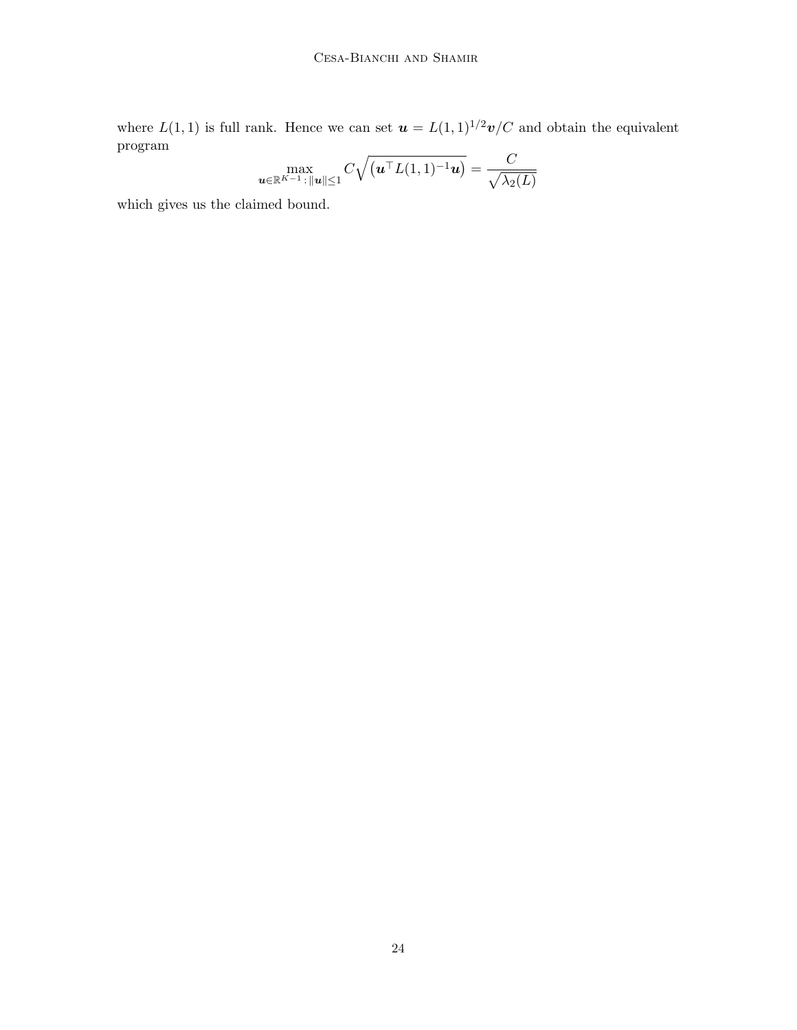where $L(1,1)$ is full rank. Hence we can set $\boldsymbol{u} = L(1,1)^{1/2}\boldsymbol{v}/C$ and obtain the equivalent program

$$\max_{\boldsymbol{u}\in\mathbb{R}^{K-1}\,:\,\|\boldsymbol{u}\|\le 1} C\sqrt{\left(\boldsymbol{u}^\top L(1,1)^{-1}\boldsymbol{u}\right)} = \frac{C}{\sqrt{\lambda_2(L)}}$$

which gives us the claimed bound.